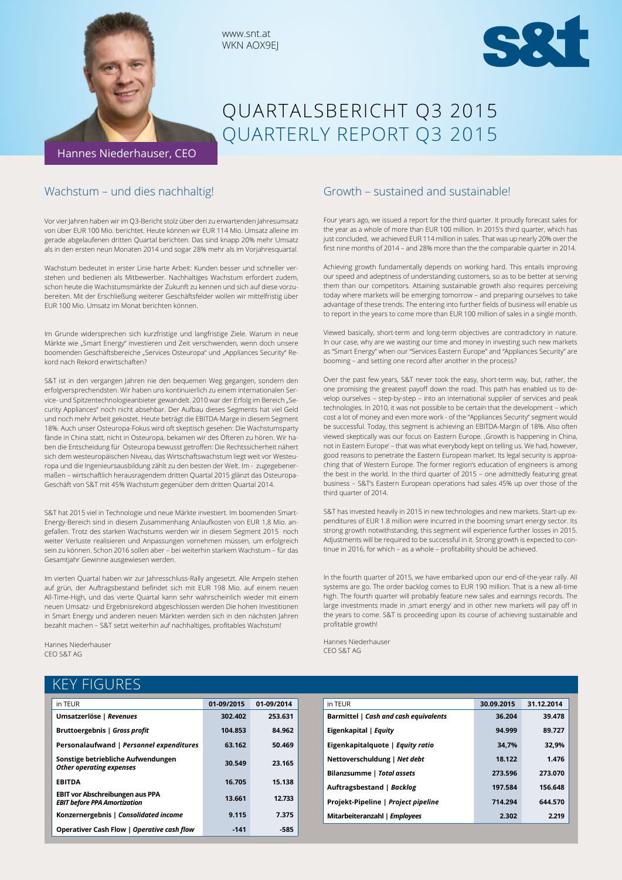www.snt.at
WKN AOX9EJ

# QUARTALSBERICHT Q3 2015
# QUARTERLY REPORT Q3 2015

Hannes Niederhauser, CEO

## Wachstum – und dies nachhaltig!

Vor vier Jahren haben wir im Q3-Bericht stolz über den zu erwartenden Jahresumsatz von über EUR 100 Mio. berichtet. Heute können wir EUR 114 Mio. Umsatz alleine im gerade abgelaufenen dritten Quartal berichten. Das sind knapp 20% mehr Umsatz als in den ersten neun Monaten 2014 und sogar 28% mehr als im Vorjahresquartal.

Wachstum bedeutet in erster Linie harte Arbeit: Kunden besser und schneller verstehen und bedienen als Mitbewerber. Nachhaltiges Wachstum erfordert zudem, schon heute die Wachstumsmärkte der Zukunft zu kennen und sich auf diese vorzubereiten. Mit der Erschließung weiterer Geschäftsfelder wollen wir mittelfristig über EUR 100 Mio. Umsatz im Monat berichten können.

Im Grunde widersprechen sich kurzfristige und langfristige Ziele. Warum in neue Märkte wie „Smart Energy" investieren und Zeit verschwenden, wenn doch unsere boomenden Geschäftsbereiche „Services Osteuropa" und „Appliances Security" Rekord nach Rekord erwirtschaften?

S&T ist in den vergangen Jahren nie den bequemen Weg gegangen, sondern den erfolgversprechendsten. Wir haben uns kontinuierlich zu einem internationalen Service- und Spitzentechnologieanbieter gewandelt. 2010 war der Erfolg im Bereich „Security Appliances" noch nicht absehbar. Der Aufbau dieses Segments hat viel Geld und noch mehr Arbeit gekostet. Heute beträgt die EBITDA-Marge in diesem Segment 18%. Auch unser Osteuropa-Fokus wird oft skeptisch gesehen: Die Wachstumsparty fände in China statt, nicht in Osteuropa, bekamen wir des Öfteren zu hören. Wir haben die Entscheidung für Osteuropa bewusst getroffen: Die Rechtssicherheit nähert sich dem westeuropäischen Niveau, das Wirtschaftswachstum liegt weit vor Westeuropa und die Ingenieursausbildung zählt zu den besten der Welt. Im - zugegebenermaßen – wirtschaftlich herausragendem dritten Quartal 2015 glänzt das Osteuropa-Geschäft von S&T mit 45% Wachstum gegenüber dem dritten Quartal 2014.

S&T hat 2015 viel in Technologie und neue Märkte investiert. Im boomenden Smart-Energy-Bereich sind in diesem Zusammenhang Anlaufkosten von EUR 1,8 Mio. angefallen. Trotz des starken Wachstums werden wir in diesem Segment 2015 noch weiter Verluste realisieren und Anpassungen vornehmen müssen, um erfolgreich sein zu können. Schon 2016 sollen aber – bei weiterhin starkem Wachstum – für das Gesamtjahr Gewinne ausgewiesen werden.

Im vierten Quartal haben wir zur Jahresschluss-Rally angesetzt. Alle Ampeln stehen auf grün, der Auftragsbestand befindet sich mit EUR 198 Mio. auf einem neuen All-Time-High, und das vierte Quartal kann sehr wahrscheinlich wieder mit einem neuen Umsatz- und Ergebnisrekord abgeschlossen werden Die hohen Investitionen in Smart Energy und anderen neuen Märkten werden sich in den nächsten Jahren bezahlt machen – S&T setzt weiterhin auf nachhaltiges, profitables Wachstum!

Hannes Niederhauser
CEO S&T AG

## Growth – sustained and sustainable!

Four years ago, we issued a report for the third quarter. It proudly forecast sales for the year as a whole of more than EUR 100 million. In 2015's third quarter, which has just concluded, we achieved EUR 114 million in sales. That was up nearly 20% over the first nine months of 2014 – and 28% more than the comparable quarter in 2014.

Achieving growth fundamentally depends on working hard. This entails improving our speed and adeptness of understanding customers, so as to be better at serving them than our competitors. Attaining sustainable growth also requires perceiving today where markets will be emerging tomorrow – and preparing ourselves to take advantage of these trends. The entering into further fields of business will enable us to report in the years to come more than EUR 100 million of sales in a single month.

Viewed basically, short-term and long-term objectives are contradictory in nature. In our case, why are we wasting our time and money in investing such new markets as "Smart Energy" when our "Services Eastern Europe" and "Appliances Security" are booming – and setting one record after another in the process?

Over the past few years, S&T never took the easy, short-term way, but, rather, the one promising the greatest payoff down the road. This path has enabled us to develop ourselves – step-by-step – into an international supplier of services and peak technologies. In 2010, it was not possible to be certain that the development – which cost a lot of money and even more work - of the "Appliances Security" segment would be successful. Today, this segment is achieving an EBITDA-Margin of 18%. Also often viewed skeptically was our focus on Eastern Europe. ‚Growth is happening in China, not in Eastern Europe' – that was what everybody kept on telling us. We had, however, good reasons to penetrate the Eastern European market. Its legal security is approaching that of Western Europe. The former region's education of engineers is among the best in the world. In the third quarter of 2015 – one admittedly featuring great business – S&T's Eastern European operations had sales 45% up over those of the third quarter of 2014.

S&T has invested heavily in 2015 in new technologies and new markets. Start-up expenditures of EUR 1.8 million were incurred in the booming smart energy sector. Its strong growth notwithstanding, this segment will experience further losses in 2015. Adjustments will be required to be successful in it. Strong growth is expected to continue in 2016, for which – as a whole – profitability should be achieved.

In the fourth quarter of 2015, we have embarked upon our end-of-the-year rally. All systems are go. The order backlog comes to EUR 190 million. That is a new all-time high. The fourth quarter will probably feature new sales and earnings records. The large investments made in ‚smart energy' and in other new markets will pay off in the years to come. S&T is proceeding upon its course of achieving sustainable and profitable growth!

Hannes Niederhauser
CEO S&T AG

## KEY FIGURES

| in TEUR | 01-09/2015 | 01-09/2014 |
|---|---|---|
| **Umsatzerlöse \| *Revenues*** | 302.402 | 253.631 |
| **Bruttoergebnis \| *Gross profit*** | 104.853 | 84.962 |
| **Personalaufwand \| *Personnel expenditures*** | 63.162 | 50.469 |
| **Sonstige betriebliche Aufwendungen *Other operating expenses*** | 30.549 | 23.165 |
| **EBITDA** | 16.705 | 15.138 |
| **EBIT vor Abschreibungen aus PPA *EBIT before PPA Amortization*** | 13.661 | 12.733 |
| **Konzernergebnis \| *Consolidated income*** | 9.115 | 7.375 |
| **Operativer Cash Flow \| *Operative cash flow*** | -141 | -585 |

| in TEUR | 30.09.2015 | 31.12.2014 |
|---|---|---|
| **Barmittel \| *Cash and cash equivalents*** | 36.204 | 39.478 |
| **Eigenkapital \| *Equity*** | 94.999 | 89.727 |
| **Eigenkapitalquote \| *Equity ratio*** | 34,7% | 32,9% |
| **Nettoverschuldung \| *Net debt*** | 18.122 | 1.476 |
| **Bilanzsumme \| *Total assets*** | 273.596 | 273.070 |
| **Auftragsbestand \| *Backlog*** | 197.584 | 156.648 |
| **Projekt-Pipeline \| *Project pipeline*** | 714.294 | 644.570 |
| **Mitarbeiteranzahl \| *Employees*** | 2.302 | 2.219 |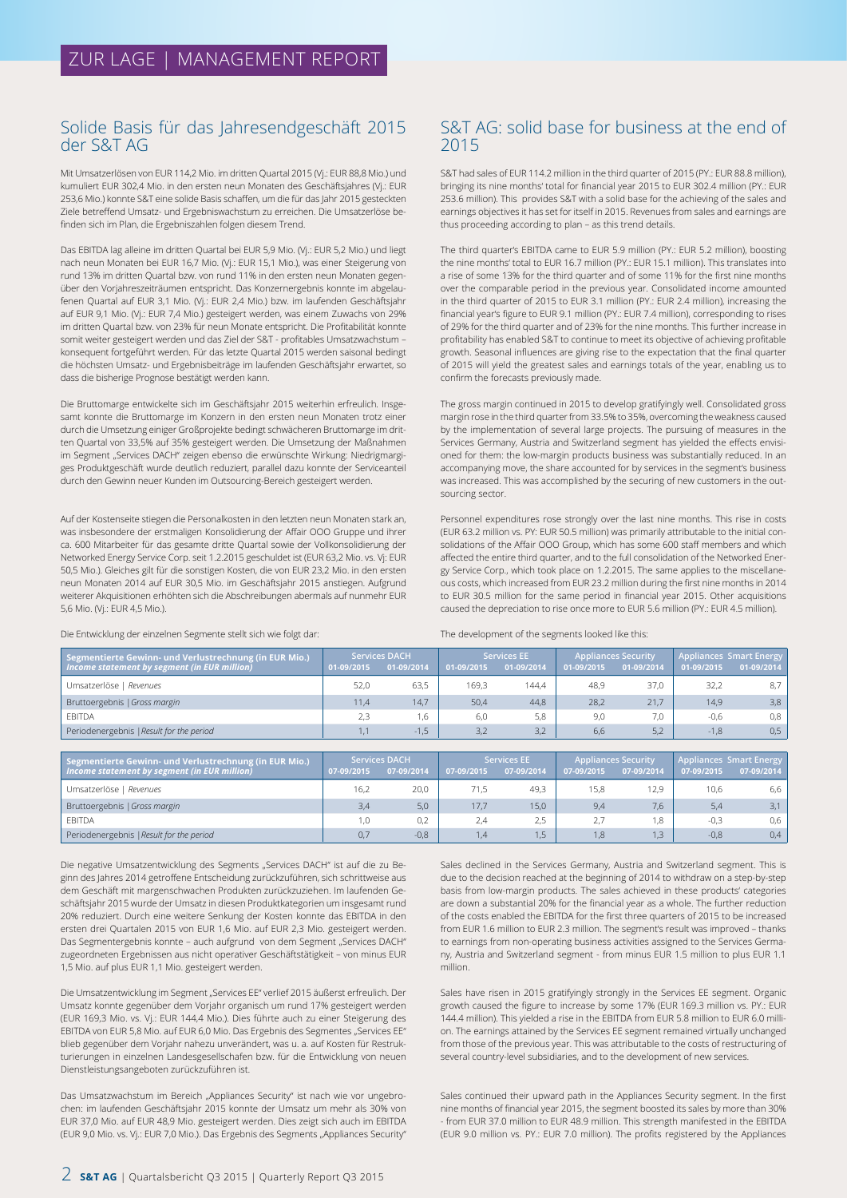# ZUR LAGE | MANAGEMENT REPORT

## Solide Basis für das Jahresendgeschäft 2015 der S&T AG

Mit Umsatzerlösen von EUR 114,2 Mio. im dritten Quartal 2015 (Vj.: EUR 88,8 Mio.) und kumuliert EUR 302,4 Mio. in den ersten neun Monaten des Geschäftsjahres (Vj.: EUR 253,6 Mio.) konnte S&T eine solide Basis schaffen, um die für das Jahr 2015 gesteckten Ziele betreffend Umsatz- und Ergebniswachstum zu erreichen. Die Umsatzerlöse befinden sich im Plan, die Ergebniszahlen folgen diesem Trend.

Das EBITDA lag alleine im dritten Quartal bei EUR 5,9 Mio. (Vj.: EUR 5,2 Mio.) und liegt nach neun Monaten bei EUR 16,7 Mio. (Vj.: EUR 15,1 Mio.), was einer Steigerung von rund 13% im dritten Quartal bzw. von rund 11% in den ersten neun Monaten gegenüber den Vorjahreszeiträumen entspricht. Das Konzernergebnis konnte im abgelaufenen Quartal auf EUR 3,1 Mio. (Vj.: EUR 2,4 Mio.) bzw. im laufenden Geschäftsjahr auf EUR 9,1 Mio. (Vj.: EUR 7,4 Mio.) gesteigert werden, was einem Zuwachs von 29% im dritten Quartal bzw. von 23% für neun Monate entspricht. Die Profitabilität konnte somit weiter gesteigert werden und das Ziel der S&T - profitables Umsatzwachstum – konsequent fortgeführt werden. Für das letzte Quartal 2015 werden saisonal bedingt die höchsten Umsatz- und Ergebnisbeiträge im laufenden Geschäftsjahr erwartet, so dass die bisherige Prognose bestätigt werden kann.

Die Bruttomarge entwickelte sich im Geschäftsjahr 2015 weiterhin erfreulich. Insgesamt konnte die Bruttomarge im Konzern in den ersten neun Monaten trotz einer durch die Umsetzung einiger Großprojekte bedingt schwächeren Bruttomarge im dritten Quartal von 33,5% auf 35% gesteigert werden. Die Umsetzung der Maßnahmen im Segment „Services DACH" zeigen ebenso die erwünschte Wirkung: Niedrigmargiges Produktgeschäft wurde deutlich reduziert, parallel dazu konnte der Serviceanteil durch den Gewinn neuer Kunden im Outsourcing-Bereich gesteigert werden.

Auf der Kostenseite stiegen die Personalkosten in den letzten neun Monaten stark an, was insbesondere der erstmaligen Konsolidierung der Affair OOO Gruppe und ihrer ca. 600 Mitarbeiter für das gesamte dritte Quartal sowie der Vollkonsolidierung der Networked Energy Service Corp. seit 1.2.2015 geschuldet ist (EUR 63,2 Mio. vs. Vj: EUR 50,5 Mio.). Gleiches gilt für die sonstigen Kosten, die von EUR 23,2 Mio. in den ersten neun Monaten 2014 auf EUR 30,5 Mio. im Geschäftsjahr 2015 anstiegen. Aufgrund weiterer Akquisitionen erhöhten sich die Abschreibungen abermals auf nunmehr EUR 5,6 Mio. (Vj.: EUR 4,5 Mio.).

Die Entwicklung der einzelnen Segmente stellt sich wie folgt dar:

## S&T AG: solid base for business at the end of 2015

S&T had sales of EUR 114.2 million in the third quarter of 2015 (PY.: EUR 88.8 million), bringing its nine months' total for financial year 2015 to EUR 302.4 million (PY.: EUR 253.6 million). This provides S&T with a solid base for the achieving of the sales and earnings objectives it has set for itself in 2015. Revenues from sales and earnings are thus proceeding according to plan – as this trend details.

The third quarter's EBITDA came to EUR 5.9 million (PY.: EUR 5.2 million), boosting the nine months' total to EUR 16.7 million (PY.: EUR 15.1 million). This translates into a rise of some 13% for the third quarter and of some 11% for the first nine months over the comparable period in the previous year. Consolidated income amounted in the third quarter of 2015 to EUR 3.1 million (PY.: EUR 2.4 million), increasing the financial year's figure to EUR 9.1 million (PY.: EUR 7.4 million), corresponding to rises of 29% for the third quarter and of 23% for the nine months. This further increase in profitability has enabled S&T to continue to meet its objective of achieving profitable growth. Seasonal influences are giving rise to the expectation that the final quarter of 2015 will yield the greatest sales and earnings totals of the year, enabling us to confirm the forecasts previously made.

The gross margin continued in 2015 to develop gratifyingly well. Consolidated gross margin rose in the third quarter from 33.5% to 35%, overcoming the weakness caused by the implementation of several large projects. The pursuing of measures in the Services Germany, Austria and Switzerland segment has yielded the effects envisioned for them: the low-margin products business was substantially reduced. In an accompanying move, the share accounted for by services in the segment's business was increased. This was accomplished by the securing of new customers in the outsourcing sector.

Personnel expenditures rose strongly over the last nine months. This rise in costs (EUR 63.2 million vs. PY: EUR 50.5 million) was primarily attributable to the initial consolidations of the Affair OOO Group, which has some 600 staff members and which affected the entire third quarter, and to the full consolidation of the Networked Energy Service Corp., which took place on 1.2.2015. The same applies to the miscellaneous costs, which increased from EUR 23.2 million during the first nine months in 2014 to EUR 30.5 million for the same period in financial year 2015. Other acquisitions caused the depreciation to rise once more to EUR 5.6 million (PY.: EUR 4.5 million).

The development of the segments looked like this:

| Segmentierte Gewinn- und Verlustrechnung (in EUR Mio.) *Income statement by segment (in EUR million)* | Services DACH | | Services EE | | Appliances Security | | Appliances Smart Energy | |
|---|---|---|---|---|---|---|---|---|
| | 01-09/2015 | 01-09/2014 | 01-09/2015 | 01-09/2014 | 01-09/2015 | 01-09/2014 | 01-09/2015 | 01-09/2014 |
| Umsatzerlöse \| *Revenues* | 52,0 | 63,5 | 169,3 | 144,4 | 48,9 | 37,0 | 32,2 | 8,7 |
| Bruttoergebnis \| *Gross margin* | 11,4 | 14,7 | 50,4 | 44,8 | 28,2 | 21,7 | 14,9 | 3,8 |
| EBITDA | 2,3 | 1,6 | 6,0 | 5,8 | 9,0 | 7,0 | -0,6 | 0,8 |
| Periodenergebnis \| *Result for the period* | 1,1 | -1,5 | 3,2 | 3,2 | 6,6 | 5,2 | -1,8 | 0,5 |

| Segmentierte Gewinn- und Verlustrechnung (in EUR Mio.) *Income statement by segment (in EUR million)* | Services DACH | | Services EE | | Appliances Security | | Appliances Smart Energy | |
|---|---|---|---|---|---|---|---|---|
| | 07-09/2015 | 07-09/2014 | 07-09/2015 | 07-09/2014 | 07-09/2015 | 07-09/2014 | 07-09/2015 | 07-09/2014 |
| Umsatzerlöse \| *Revenues* | 16,2 | 20,0 | 71,5 | 49,3 | 15,8 | 12,9 | 10,6 | 6,6 |
| Bruttoergebnis \| *Gross margin* | 3,4 | 5,0 | 17,7 | 15,0 | 9,4 | 7,6 | 5,4 | 3,1 |
| EBITDA | 1,0 | 0,2 | 2,4 | 2,5 | 2,7 | 1,8 | -0,3 | 0,6 |
| Periodenergebnis \| *Result for the period* | 0,7 | -0,8 | 1,4 | 1,5 | 1,8 | 1,3 | -0,8 | 0,4 |

Die negative Umsatzentwicklung des Segments „Services DACH" ist auf die zu Beginn des Jahres 2014 getroffene Entscheidung zurückzuführen, sich schrittweise aus dem Geschäft mit margenschwachen Produkten zurückzuziehen. Im laufenden Geschäftsjahr 2015 wurde der Umsatz in diesen Produktkategorien um insgesamt rund 20% reduziert. Durch eine weitere Senkung der Kosten konnte das EBITDA in den ersten drei Quartalen 2015 von EUR 1,6 Mio. auf EUR 2,3 Mio. gesteigert werden. Das Segmentergebnis konnte – auch aufgrund von dem Segment „Services DACH" zugeordneten Ergebnissen aus nicht operativer Geschäftstätigkeit – von minus EUR 1,5 Mio. auf plus EUR 1,1 Mio. gesteigert werden.

Die Umsatzentwicklung im Segment „Services EE" verlief 2015 äußerst erfreulich. Der Umsatz konnte gegenüber dem Vorjahr organisch um rund 17% gesteigert werden (EUR 169,3 Mio. vs. Vj.: EUR 144,4 Mio.). Dies führte auch zu einer Steigerung des EBITDA von EUR 5,8 Mio. auf EUR 6,0 Mio. Das Ergebnis des Segmentes „Services EE" blieb gegenüber dem Vorjahr nahezu unverändert, was u. a. auf Kosten für Restrukturierungen in einzelnen Landesgesellschaften bzw. für die Entwicklung von neuen Dienstleistungsangeboten zurückzuführen ist.

Das Umsatzwachstum im Bereich „Appliances Security" ist nach wie vor ungebrochen: im laufenden Geschäftsjahr 2015 konnte der Umsatz um mehr als 30% von EUR 37,0 Mio. auf EUR 48,9 Mio. gesteigert werden. Dies zeigt sich auch im EBITDA (EUR 9,0 Mio. vs. Vj.: EUR 7,0 Mio.). Das Ergebnis des Segments „Appliances Security"

Sales declined in the Services Germany, Austria and Switzerland segment. This is due to the decision reached at the beginning of 2014 to withdraw on a step-by-step basis from low-margin products. The sales achieved in these products' categories are down a substantial 20% for the financial year as a whole. The further reduction of the costs enabled the EBITDA for the first three quarters of 2015 to be increased from EUR 1.6 million to EUR 2.3 million. The segment's result was improved – thanks to earnings from non-operating business activities assigned to the Services Germany, Austria and Switzerland segment - from minus EUR 1.5 million to plus EUR 1.1 million.

Sales have risen in 2015 gratifyingly strongly in the Services EE segment. Organic growth caused the figure to increase by some 17% (EUR 169.3 million vs. PY.: EUR 144.4 million). This yielded a rise in the EBITDA from EUR 5.8 million to EUR 6.0 million. The earnings attained by the Services EE segment remained virtually unchanged from those of the previous year. This was attributable to the costs of restructuring of several country-level subsidiaries, and to the development of new services.

Sales continued their upward path in the Appliances Security segment. In the first nine months of financial year 2015, the segment boosted its sales by more than 30% - from EUR 37.0 million to EUR 48.9 million. This strength manifested in the EBITDA (EUR 9.0 million vs. PY.: EUR 7.0 million). The profits registered by the Appliances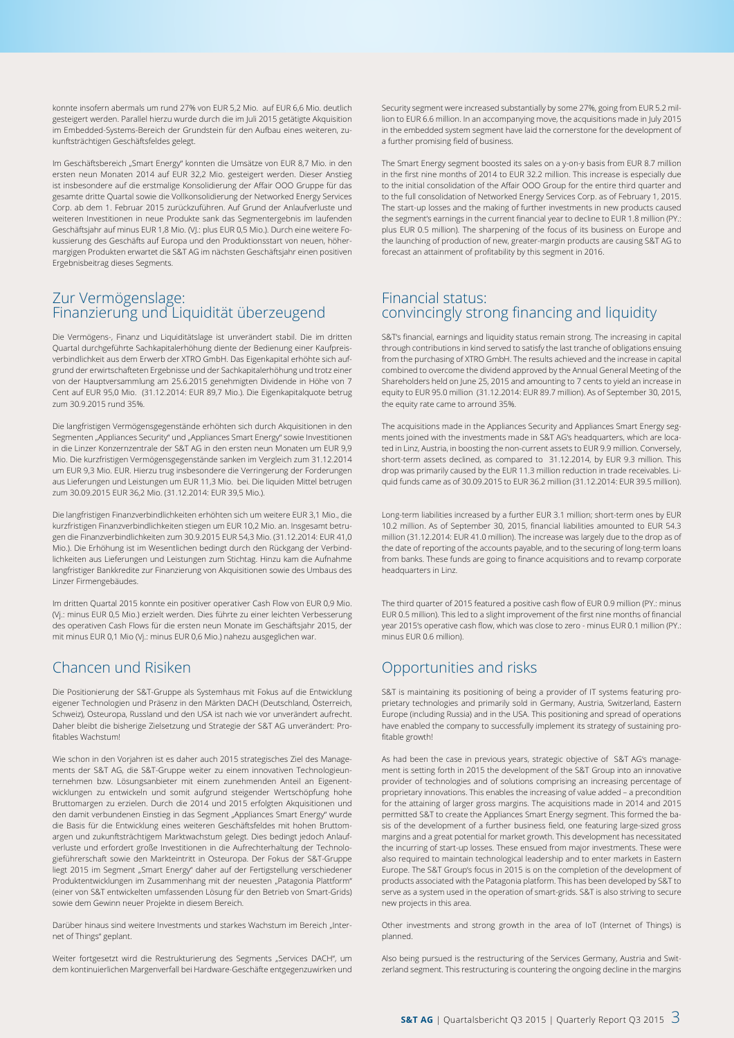konnte insofern abermals um rund 27% von EUR 5,2 Mio. auf EUR 6,6 Mio. deutlich gesteigert werden. Parallel hierzu wurde durch die im Juli 2015 getätigte Akquisition im Embedded-Systems-Bereich der Grundstein für den Aufbau eines weiteren, zukunftsträchtigen Geschäftsfeldes gelegt.

Im Geschäftsbereich „Smart Energy" konnten die Umsätze von EUR 8,7 Mio. in den ersten neun Monaten 2014 auf EUR 32,2 Mio. gesteigert werden. Dieser Anstieg ist insbesondere auf die erstmalige Konsolidierung der Affair OOO Gruppe für das gesamte dritte Quartal sowie die Vollkonsolidierung der Networked Energy Services Corp. ab dem 1. Februar 2015 zurückzuführen. Auf Grund der Anlaufverluste und weiteren Investitionen in neue Produkte sank das Segmentergebnis im laufenden Geschäftsjahr auf minus EUR 1,8 Mio. (VJ.: plus EUR 0,5 Mio.). Durch eine weitere Fokussierung des Geschäfts auf Europa und den Produktionsstart von neuen, höhermargigen Produkten erwartet die S&T AG im nächsten Geschäftsjahr einen positiven Ergebnisbeitrag dieses Segments.

## Zur Vermögenslage: Finanzierung und Liquidität überzeugend

Die Vermögens-, Finanz und Liquiditätslage ist unverändert stabil. Die im dritten Quartal durchgeführte Sachkapitalerhöhung diente der Bedienung einer Kaufpreisverbindlichkeit aus dem Erwerb der XTRO GmbH. Das Eigenkapital erhöhte sich aufgrund der erwirtschafteten Ergebnisse und der Sachkapitalerhöhung und trotz einer von der Hauptversammlung am 25.6.2015 genehmigten Dividende in Höhe von 7 Cent auf EUR 95,0 Mio. (31.12.2014: EUR 89,7 Mio.). Die Eigenkapitalquote betrug zum 30.9.2015 rund 35%.

Die langfristigen Vermögensgegenstände erhöhten sich durch Akquisitionen in den Segmenten „Appliances Security" und „Appliances Smart Energy" sowie Investitionen in die Linzer Konzernzentrale der S&T AG in den ersten neun Monaten um EUR 9,9 Mio. Die kurzfristigen Vermögensgegenstände sanken im Vergleich zum 31.12.2014 um EUR 9,3 Mio. EUR. Hierzu trug insbesondere die Verringerung der Forderungen aus Lieferungen und Leistungen um EUR 11,3 Mio. bei. Die liquiden Mittel betrugen zum 30.09.2015 EUR 36,2 Mio. (31.12.2014: EUR 39,5 Mio.).

Die langfristigen Finanzverbindlichkeiten erhöhten sich um weitere EUR 3,1 Mio., die kurzfristigen Finanzverbindlichkeiten stiegen um EUR 10,2 Mio. an. Insgesamt betrugen die Finanzverbindlichkeiten zum 30.9.2015 EUR 54,3 Mio. (31.12.2014: EUR 41,0 Mio.). Die Erhöhung ist im Wesentlichen bedingt durch den Rückgang der Verbindlichkeiten aus Lieferungen und Leistungen zum Stichtag. Hinzu kam die Aufnahme langfristiger Bankkredite zur Finanzierung von Akquisitionen sowie des Umbaus des Linzer Firmengebäudes.

Im dritten Quartal 2015 konnte ein positiver operativer Cash Flow von EUR 0,9 Mio. (Vj.: minus EUR 0,5 Mio.) erzielt werden. Dies führte zu einer leichten Verbesserung des operativen Cash Flows für die ersten neun Monate im Geschäftsjahr 2015, der mit minus EUR 0,1 Mio (Vj.: minus EUR 0,6 Mio.) nahezu ausgeglichen war.

## Chancen und Risiken

Die Positionierung der S&T-Gruppe als Systemhaus mit Fokus auf die Entwicklung eigener Technologien und Präsenz in den Märkten DACH (Deutschland, Österreich, Schweiz), Osteuropa, Russland und den USA ist nach wie vor unverändert aufrecht. Daher bleibt die bisherige Zielsetzung und Strategie der S&T AG unverändert: Profitables Wachstum!

Wie schon in den Vorjahren ist es daher auch 2015 strategisches Ziel des Managements der S&T AG, die S&T-Gruppe weiter zu einem innovativen Technologieunternehmen bzw. Lösungsanbieter mit einem zunehmenden Anteil an Eigenentwicklungen zu entwickeln und somit aufgrund steigender Wertschöpfung hohe Bruttomargen zu erzielen. Durch die 2014 und 2015 erfolgten Akquisitionen und den damit verbundenen Einstieg in das Segment „Appliances Smart Energy" wurde die Basis für die Entwicklung eines weiteren Geschäftsfeldes mit hohen Bruttomargen und zukunftsträchtigem Marktwachstum gelegt. Dies bedingt jedoch Anlaufverluste und erfordert große Investitionen in die Aufrechterhaltung der Technologieführerschaft sowie den Markteintritt in Osteuropa. Der Fokus der S&T-Gruppe liegt 2015 im Segment „Smart Energy" daher auf der Fertigstellung verschiedener Produktentwicklungen im Zusammenhang mit der neuesten „Patagonia Plattform" (einer von S&T entwickelten umfassenden Lösung für den Betrieb von Smart-Grids) sowie dem Gewinn neuer Projekte in diesem Bereich.

Darüber hinaus sind weitere Investments und starkes Wachstum im Bereich „Internet of Things" geplant.

Weiter fortgesetzt wird die Restrukturierung des Segments „Services DACH", um dem kontinuierlichen Margenverfall bei Hardware-Geschäfte entgegenzuwirken und

Security segment were increased substantially by some 27%, going from EUR 5.2 million to EUR 6.6 million. In an accompanying move, the acquisitions made in July 2015 in the embedded system segment have laid the cornerstone for the development of a further promising field of business.

The Smart Energy segment boosted its sales on a y-on-y basis from EUR 8.7 million in the first nine months of 2014 to EUR 32.2 million. This increase is especially due to the initial consolidation of the Affair OOO Group for the entire third quarter and to the full consolidation of Networked Energy Services Corp. as of February 1, 2015. The start-up losses and the making of further investments in new products caused the segment's earnings in the current financial year to decline to EUR 1.8 million (PY.: plus EUR 0.5 million). The sharpening of the focus of its business on Europe and the launching of production of new, greater-margin products are causing S&T AG to forecast an attainment of profitability by this segment in 2016.

## Financial status: convincingly strong financing and liquidity

S&T's financial, earnings and liquidity status remain strong. The increasing in capital through contributions in kind served to satisfy the last tranche of obligations ensuing from the purchasing of XTRO GmbH. The results achieved and the increase in capital combined to overcome the dividend approved by the Annual General Meeting of the Shareholders held on June 25, 2015 and amounting to 7 cents to yield an increase in equity to EUR 95.0 million (31.12.2014: EUR 89.7 million). As of September 30, 2015, the equity rate came to arround 35%.

The acquisitions made in the Appliances Security and Appliances Smart Energy segments joined with the investments made in S&T AG's headquarters, which are located in Linz, Austria, in boosting the non-current assets to EUR 9.9 million. Conversely, short-term assets declined, as compared to 31.12.2014, by EUR 9.3 million. This drop was primarily caused by the EUR 11.3 million reduction in trade receivables. Liquid funds came as of 30.09.2015 to EUR 36.2 million (31.12.2014: EUR 39.5 million).

Long-term liabilities increased by a further EUR 3.1 million; short-term ones by EUR 10.2 million. As of September 30, 2015, financial liabilities amounted to EUR 54.3 million (31.12.2014: EUR 41.0 million). The increase was largely due to the drop as of the date of reporting of the accounts payable, and to the securing of long-term loans from banks. These funds are going to finance acquisitions and to revamp corporate headquarters in Linz.

The third quarter of 2015 featured a positive cash flow of EUR 0.9 million (PY.: minus EUR 0.5 million). This led to a slight improvement of the first nine months of financial year 2015's operative cash flow, which was close to zero - minus EUR 0.1 million (PY.: minus EUR 0.6 million).

## Opportunities and risks

S&T is maintaining its positioning of being a provider of IT systems featuring proprietary technologies and primarily sold in Germany, Austria, Switzerland, Eastern Europe (including Russia) and in the USA. This positioning and spread of operations have enabled the company to successfully implement its strategy of sustaining profitable growth!

As had been the case in previous years, strategic objective of S&T AG's management is setting forth in 2015 the development of the S&T Group into an innovative provider of technologies and of solutions comprising an increasing percentage of proprietary innovations. This enables the increasing of value added – a precondition for the attaining of larger gross margins. The acquisitions made in 2014 and 2015 permitted S&T to create the Appliances Smart Energy segment. This formed the basis of the development of a further business field, one featuring large-sized gross margins and a great potential for market growth. This development has necessitated the incurring of start-up losses. These ensued from major investments. These were also required to maintain technological leadership and to enter markets in Eastern Europe. The S&T Group's focus in 2015 is on the completion of the development of products associated with the Patagonia platform. This has been developed by S&T to serve as a system used in the operation of smart-grids. S&T is also striving to secure new projects in this area.

Other investments and strong growth in the area of IoT (Internet of Things) is planned.

Also being pursued is the restructuring of the Services Germany, Austria and Switzerland segment. This restructuring is countering the ongoing decline in the margins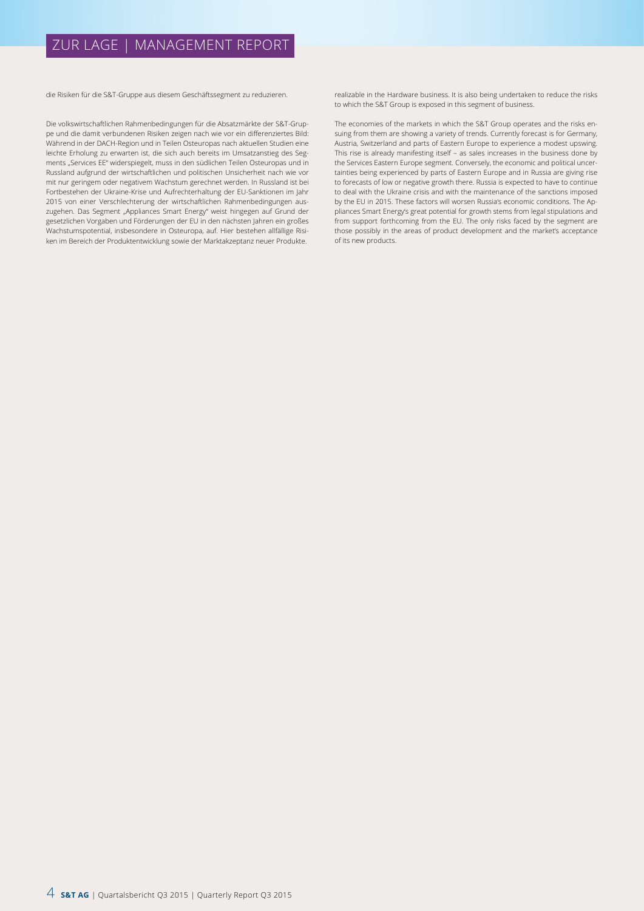die Risiken für die S&T-Gruppe aus diesem Geschäftssegment zu reduzieren.

Die volkswirtschaftlichen Rahmenbedingungen für die Absatzmärkte der S&T-Gruppe und die damit verbundenen Risiken zeigen nach wie vor ein differenziertes Bild: Während in der DACH-Region und in Teilen Osteuropas nach aktuellen Studien eine leichte Erholung zu erwarten ist, die sich auch bereits im Umsatzanstieg des Segments „Services EE" widerspiegelt, muss in den südlichen Teilen Osteuropas und in Russland aufgrund der wirtschaftlichen und politischen Unsicherheit nach wie vor mit nur geringem oder negativem Wachstum gerechnet werden. In Russland ist bei Fortbestehen der Ukraine-Krise und Aufrechterhaltung der EU-Sanktionen im Jahr 2015 von einer Verschlechterung der wirtschaftlichen Rahmenbedingungen auszugehen. Das Segment „Appliances Smart Energy" weist hingegen auf Grund der gesetzlichen Vorgaben und Förderungen der EU in den nächsten Jahren ein großes Wachstumspotential, insbesondere in Osteuropa, auf. Hier bestehen allfällige Risiken im Bereich der Produktentwicklung sowie der Marktakzeptanz neuer Produkte.

realizable in the Hardware business. It is also being undertaken to reduce the risks to which the S&T Group is exposed in this segment of business.

The economies of the markets in which the S&T Group operates and the risks ensuing from them are showing a variety of trends. Currently forecast is for Germany, Austria, Switzerland and parts of Eastern Europe to experience a modest upswing. This rise is already manifesting itself – as sales increases in the business done by the Services Eastern Europe segment. Conversely, the economic and political uncertainties being experienced by parts of Eastern Europe and in Russia are giving rise to forecasts of low or negative growth there. Russia is expected to have to continue to deal with the Ukraine crisis and with the maintenance of the sanctions imposed by the EU in 2015. These factors will worsen Russia's economic conditions. The Appliances Smart Energy's great potential for growth stems from legal stipulations and from support forthcoming from the EU. The only risks faced by the segment are those possibly in the areas of product development and the market's acceptance of its new products.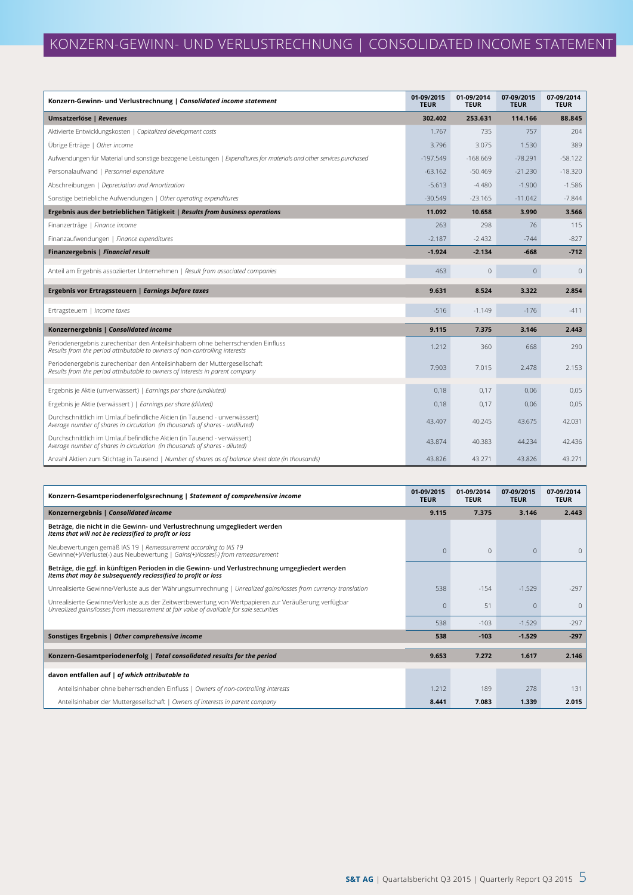# KONZERN-GEWINN- UND VERLUSTRECHNUNG | CONSOLIDATED INCOME STATEMENT

| **Konzern-Gewinn- und Verlustrechnung \| *Consolidated income statement*** | **01-09/2015 TEUR** | **01-09/2014 TEUR** | **07-09/2015 TEUR** | **07-09/2014 TEUR** |
|---|---|---|---|---|
| **Umsatzerlöse \| *Revenues*** | **302.402** | **253.631** | **114.166** | **88.845** |
| Aktivierte Entwicklungskosten \| *Capitalized development costs* | 1.767 | 735 | 757 | 204 |
| Übrige Erträge \| *Other income* | 3.796 | 3.075 | 1.530 | 389 |
| Aufwendungen für Material und sonstige bezogene Leistungen \| *Expenditures for materials and other services purchased* | -197.549 | -168.669 | -78.291 | -58.122 |
| Personalaufwand \| *Personnel expenditure* | -63.162 | -50.469 | -21.230 | -18.320 |
| Abschreibungen \| *Depreciation and Amortization* | -5.613 | -4.480 | -1.900 | -1.586 |
| Sonstige betriebliche Aufwendungen \| *Other operating expenditures* | -30.549 | -23.165 | -11.042 | -7.844 |
| **Ergebnis aus der betrieblichen Tätigkeit \| *Results from business operations*** | **11.092** | **10.658** | **3.990** | **3.566** |
| Finanzerträge \| *Finance income* | 263 | 298 | 76 | 115 |
| Finanzaufwendungen \| *Finance expenditures* | -2.187 | -2.432 | -744 | -827 |
| **Finanzergebnis \| *Financial result*** | **-1.924** | **-2.134** | **-668** | **-712** |
| Anteil am Ergebnis assoziierter Unternehmen \| *Result from associated companies* | 463 | 0 | 0 | 0 |
| **Ergebnis vor Ertragssteuern \| *Earnings before taxes*** | **9.631** | **8.524** | **3.322** | **2.854** |
| Ertragsteuern \| *Income taxes* | -516 | -1.149 | -176 | -411 |
| **Konzernergebnis \| *Consolidated income*** | **9.115** | **7.375** | **3.146** | **2.443** |
| Periodenergebnis zurechenbar den Anteilsinhabern ohne beherrschenden Einfluss *Results from the period attributable to owners of non-controlling interests* | 1.212 | 360 | 668 | 290 |
| Periodenergebnis zurechenbar den Anteilsinhabern der Muttergesellschaft *Results from the period attributable to owners of interests in parent company* | 7.903 | 7.015 | 2.478 | 2.153 |
| Ergebnis je Aktie (unverwässert) \| *Earnings per share (undiluted)* | 0,18 | 0,17 | 0,06 | 0,05 |
| Ergebnis je Aktie (verwässert ) \| *Earnings per share (diluted)* | 0,18 | 0,17 | 0,06 | 0,05 |
| Durchschnittlich im Umlauf befindliche Aktien (in Tausend - unverwässert) *Average number of shares in circulation (in thousands of shares - undiluted)* | 43.407 | 40.245 | 43.675 | 42.031 |
| Durchschnittlich im Umlauf befindliche Aktien (in Tausend - verwässert) *Average number of shares in circulation (in thousands of shares - diluted)* | 43.874 | 40.383 | 44.234 | 42.436 |
| Anzahl Aktien zum Stichtag in Tausend \| *Number of shares as of balance sheet date (in thousands)* | 43.826 | 43.271 | 43.826 | 43.271 |

| **Konzern-Gesamtperiodenerfolgsrechnung \| *Statement of comprehensive income*** | **01-09/2015 TEUR** | **01-09/2014 TEUR** | **07-09/2015 TEUR** | **07-09/2014 TEUR** |
|---|---|---|---|---|
| **Konzernergebnis \| *Consolidated income*** | **9.115** | **7.375** | **3.146** | **2.443** |
| **Beträge, die nicht in die Gewinn- und Verlustrechnung umgegliedert werden *Items that will not be reclassified to profit or loss*** | | | | |
| Neubewertungen gemäß IAS 19 \| *Remeasurement according to IAS 19* Gewinne(+)/Verluste(-) aus Neubewertung \| *Gains(+)/losses(-) from remeasurement* | 0 | 0 | 0 | 0 |
| **Beträge, die ggf. in künftigen Perioden in die Gewinn- und Verlustrechnung umgegliedert werden *Items that may be subsequently reclassified to profit or loss*** | | | | |
| Unrealisierte Gewinne/Verluste aus der Währungsumrechnung \| *Unrealized gains/losses from currency translation* | 538 | -154 | -1.529 | -297 |
| Unrealisierte Gewinne/Verluste aus der Zeitwertbewertung von Wertpapieren zur Veräußerung verfügbar *Unrealized gains/losses from measurement at fair value of available for sale securities* | 0 | 51 | 0 | 0 |
| | 538 | -103 | -1.529 | -297 |
| **Sonstiges Ergebnis \| *Other comprehensive income*** | **538** | **-103** | **-1.529** | **-297** |
| **Konzern-Gesamtperiodenerfolg \| *Total consolidated results for the period*** | **9.653** | **7.272** | **1.617** | **2.146** |
| **davon entfallen auf \| *of which attributable to*** | | | | |
| Anteilsinhaber ohne beherrschenden Einfluss \| *Owners of non-controlling interests* | 1.212 | 189 | 278 | 131 |
| Anteilsinhaber der Muttergesellschaft \| *Owners of interests in parent company* | **8.441** | **7.083** | **1.339** | **2.015** |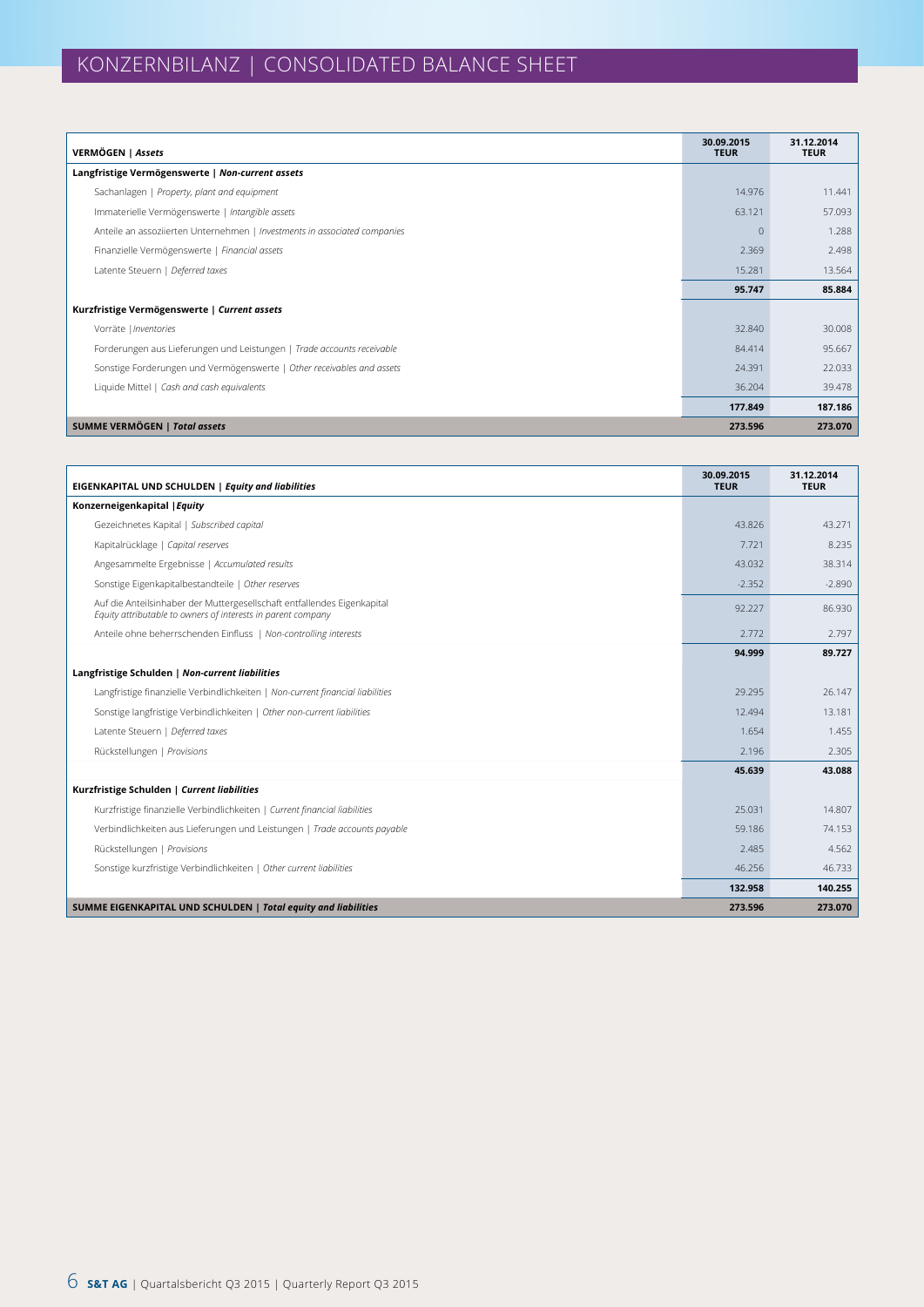# KONZERNBILANZ | CONSOLIDATED BALANCE SHEET

| VERMÖGEN \| *Assets* | 30.09.2015 TEUR | 31.12.2014 TEUR |
|---|---|---|
| **Langfristige Vermögenswerte \| *Non-current assets*** | | |
| Sachanlagen \| *Property, plant and equipment* | 14.976 | 11.441 |
| Immaterielle Vermögenswerte \| *Intangible assets* | 63.121 | 57.093 |
| Anteile an assoziierten Unternehmen \| *Investments in associated companies* | 0 | 1.288 |
| Finanzielle Vermögenswerte \| *Financial assets* | 2.369 | 2.498 |
| Latente Steuern \| *Deferred taxes* | 15.281 | 13.564 |
| | **95.747** | **85.884** |
| **Kurzfristige Vermögenswerte \| *Current assets*** | | |
| Vorräte \| *Inventories* | 32.840 | 30.008 |
| Forderungen aus Lieferungen und Leistungen \| *Trade accounts receivable* | 84.414 | 95.667 |
| Sonstige Forderungen und Vermögenswerte \| *Other receivables and assets* | 24.391 | 22.033 |
| Liquide Mittel \| *Cash and cash equivalents* | 36.204 | 39.478 |
| | **177.849** | **187.186** |
| **SUMME VERMÖGEN \| *Total assets*** | **273.596** | **273.070** |

| EIGENKAPITAL UND SCHULDEN \| *Equity and liabilities* | 30.09.2015 TEUR | 31.12.2014 TEUR |
|---|---|---|
| **Konzerneigenkapital \| *Equity*** | | |
| Gezeichnetes Kapital \| *Subscribed capital* | 43.826 | 43.271 |
| Kapitalrücklage \| *Capital reserves* | 7.721 | 8.235 |
| Angesammelte Ergebnisse \| *Accumulated results* | 43.032 | 38.314 |
| Sonstige Eigenkapitalbestandteile \| *Other reserves* | -2.352 | -2.890 |
| Auf die Anteilsinhaber der Muttergesellschaft entfallendes Eigenkapital *Equity attributable to owners of interests in parent company* | 92.227 | 86.930 |
| Anteile ohne beherrschenden Einfluss \| *Non-controlling interests* | 2.772 | 2.797 |
| | **94.999** | **89.727** |
| **Langfristige Schulden \| *Non-current liabilities*** | | |
| Langfristige finanzielle Verbindlichkeiten \| *Non-current financial liabilities* | 29.295 | 26.147 |
| Sonstige langfristige Verbindlichkeiten \| *Other non-current liabilities* | 12.494 | 13.181 |
| Latente Steuern \| *Deferred taxes* | 1.654 | 1.455 |
| Rückstellungen \| *Provisions* | 2.196 | 2.305 |
| | **45.639** | **43.088** |
| **Kurzfristige Schulden \| *Current liabilities*** | | |
| Kurzfristige finanzielle Verbindlichkeiten \| *Current financial liabilities* | 25.031 | 14.807 |
| Verbindlichkeiten aus Lieferungen und Leistungen \| *Trade accounts payable* | 59.186 | 74.153 |
| Rückstellungen \| *Provisions* | 2.485 | 4.562 |
| Sonstige kurzfristige Verbindlichkeiten \| *Other current liabilities* | 46.256 | 46.733 |
| | **132.958** | **140.255** |
| **SUMME EIGENKAPITAL UND SCHULDEN \| *Total equity and liabilities*** | **273.596** | **273.070** |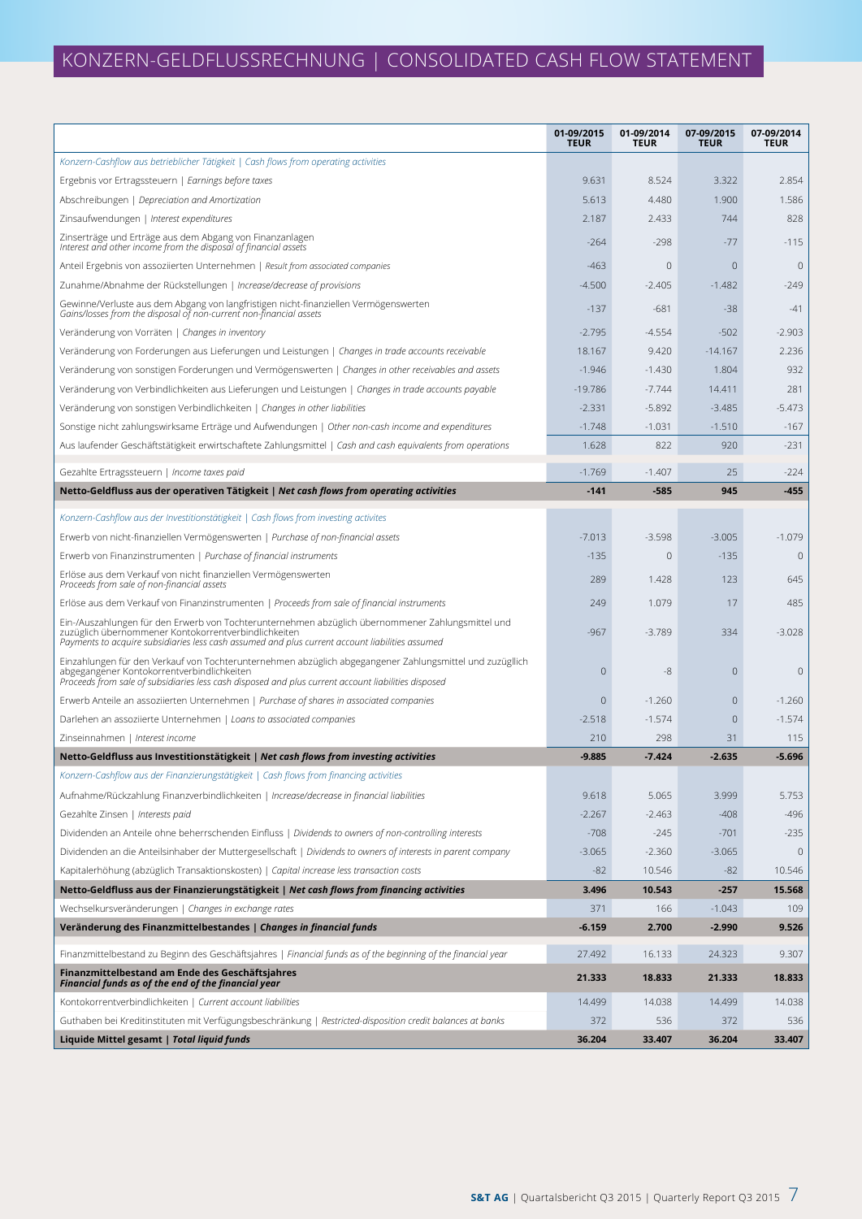# KONZERN-GELDFLUSSRECHNUNG | CONSOLIDATED CASH FLOW STATEMENT

| | 01-09/2015 TEUR | 01-09/2014 TEUR | 07-09/2015 TEUR | 07-09/2014 TEUR |
|---|---|---|---|---|
| *Konzern-Cashflow aus betrieblicher Tätigkeit \| Cash flows from operating activities* | | | | |
| Ergebnis vor Ertragssteuern \| *Earnings before taxes* | 9.631 | 8.524 | 3.322 | 2.854 |
| Abschreibungen \| *Depreciation and Amortization* | 5.613 | 4.480 | 1.900 | 1.586 |
| Zinsaufwendungen \| *Interest expenditures* | 2.187 | 2.433 | 744 | 828 |
| Zinserträge und Erträge aus dem Abgang von Finanzanlagen *Interest and other income from the disposal of financial assets* | -264 | -298 | -77 | -115 |
| Anteil Ergebnis von assoziierten Unternehmen \| *Result from associated companies* | -463 | 0 | 0 | 0 |
| Zunahme/Abnahme der Rückstellungen \| *Increase/decrease of provisions* | -4.500 | -2.405 | -1.482 | -249 |
| Gewinne/Verluste aus dem Abgang von langfristigen nicht-finanziellen Vermögenswerten *Gains/losses from the disposal of non-current non-financial assets* | -137 | -681 | -38 | -41 |
| Veränderung von Vorräten \| *Changes in inventory* | -2.795 | -4.554 | -502 | -2.903 |
| Veränderung von Forderungen aus Lieferungen und Leistungen \| *Changes in trade accounts receivable* | 18.167 | 9.420 | -14.167 | 2.236 |
| Veränderung von sonstigen Forderungen und Vermögenswerten \| *Changes in other receivables and assets* | -1.946 | -1.430 | 1.804 | 932 |
| Veränderung von Verbindlichkeiten aus Lieferungen und Leistungen \| *Changes in trade accounts payable* | -19.786 | -7.744 | 14.411 | 281 |
| Veränderung von sonstigen Verbindlichkeiten \| *Changes in other liabilities* | -2.331 | -5.892 | -3.485 | -5.473 |
| Sonstige nicht zahlungswirksame Erträge und Aufwendungen \| *Other non-cash income and expenditures* | -1.748 | -1.031 | -1.510 | -167 |
| Aus laufender Geschäftstätigkeit erwirtschaftete Zahlungsmittel \| *Cash and cash equivalents from operations* | 1.628 | 822 | 920 | -231 |
| Gezahlte Ertragssteuern \| *Income taxes paid* | -1.769 | -1.407 | 25 | -224 |
| **Netto-Geldfluss aus der operativen Tätigkeit \| *Net cash flows from operating activities*** | **-141** | **-585** | **945** | **-455** |
| *Konzern-Cashflow aus der Investitionstätigkeit \| Cash flows from investing activites* | | | | |
| Erwerb von nicht-finanziellen Vermögenswerten \| *Purchase of non-financial assets* | -7.013 | -3.598 | -3.005 | -1.079 |
| Erwerb von Finanzinstrumenten \| *Purchase of financial instruments* | -135 | 0 | -135 | 0 |
| Erlöse aus dem Verkauf von nicht finanziellen Vermögenswerten *Proceeds from sale of non-financial assets* | 289 | 1.428 | 123 | 645 |
| Erlöse aus dem Verkauf von Finanzinstrumenten \| *Proceeds from sale of financial instruments* | 249 | 1.079 | 17 | 485 |
| Ein-/Auszahlungen für den Erwerb von Tochterunternehmen abzüglich übernommener Zahlungsmittel und zuzüglich übernommener Kontokorrentverbindlichkeiten *Payments to acquire subsidiaries less cash assumed and plus current account liabilities assumed* | -967 | -3.789 | 334 | -3.028 |
| Einzahlungen für den Verkauf von Tochterunternehmen abzüglich abgegangener Zahlungsmittel und zuzüglich abgegangener Kontokorrentverbindlichkeiten *Proceeds from sale of subsidiaries less cash disposed and plus current account liabilities disposed* | 0 | -8 | 0 | 0 |
| Erwerb Anteile an assoziierten Unternehmen \| *Purchase of shares in associated companies* | 0 | -1.260 | 0 | -1.260 |
| Darlehen an assoziierte Unternehmen \| *Loans to associated companies* | -2.518 | -1.574 | 0 | -1.574 |
| Zinseinnahmen \| *Interest income* | 210 | 298 | 31 | 115 |
| **Netto-Geldfluss aus Investitionstätigkeit \| *Net cash flows from investing activities*** | **-9.885** | **-7.424** | **-2.635** | **-5.696** |
| *Konzern-Cashflow aus der Finanzierungstätigkeit \| Cash flows from financing activities* | | | | |
| Aufnahme/Rückzahlung Finanzverbindlichkeiten \| *Increase/decrease in financial liabilities* | 9.618 | 5.065 | 3.999 | 5.753 |
| Gezahlte Zinsen \| *Interests paid* | -2.267 | -2.463 | -408 | -496 |
| Dividenden an Anteile ohne beherrschenden Einfluss \| *Dividends to owners of non-controlling interests* | -708 | -245 | -701 | -235 |
| Dividenden an die Anteilsinhaber der Muttergesellschaft \| *Dividends to owners of interests in parent company* | -3.065 | -2.360 | -3.065 | 0 |
| Kapitalerhöhung (abzüglich Transaktionskosten) \| *Capital increase less transaction costs* | -82 | 10.546 | -82 | 10.546 |
| **Netto-Geldfluss aus der Finanzierungstätigkeit \| *Net cash flows from financing activities*** | **3.496** | **10.543** | **-257** | **15.568** |
| Wechselkursveränderungen \| *Changes in exchange rates* | 371 | 166 | -1.043 | 109 |
| **Veränderung des Finanzmittelbestandes \| *Changes in financial funds*** | **-6.159** | **2.700** | **-2.990** | **9.526** |
| Finanzmittelbestand zu Beginn des Geschäftsjahres \| *Financial funds as of the beginning of the financial year* | 27.492 | 16.133 | 24.323 | 9.307 |
| **Finanzmittelbestand am Ende des Geschäftsjahres *Financial funds as of the end of the financial year*** | **21.333** | **18.833** | **21.333** | **18.833** |
| Kontokorrentverbindlichkeiten \| *Current account liabilities* | 14.499 | 14.038 | 14.499 | 14.038 |
| Guthaben bei Kreditinstituten mit Verfügungsbeschränkung \| *Restricted-disposition credit balances at banks* | 372 | 536 | 372 | 536 |
| **Liquide Mittel gesamt \| *Total liquid funds*** | **36.204** | **33.407** | **36.204** | **33.407** |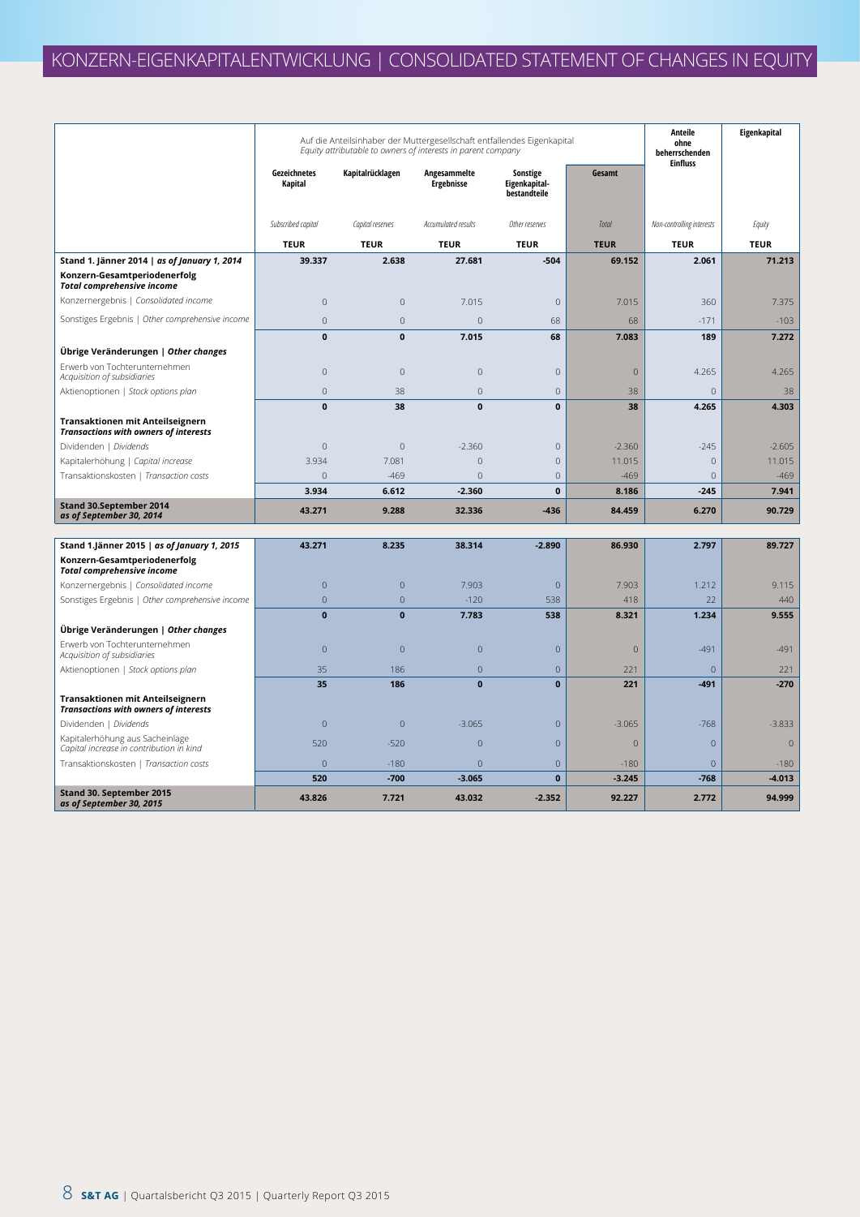# KONZERN-EIGENKAPITALENTWICKLUNG | CONSOLIDATED STATEMENT OF CHANGES IN EQUITY

| | Auf die Anteilsinhaber der Muttergesellschaft entfallendes Eigenkapital *Equity attributable to owners of interests in parent company* | | | | | Anteile ohne beherrschenden Einfluss | Eigenkapital |
|---|---|---|---|---|---|---|---|
| | Gezeichnetes Kapital | Kapitalrücklagen | Angesammelte Ergebnisse | Sonstige Eigenkapital-bestandteile | Gesamt | | |
| | *Subscribed capital* | *Capital reserves* | *Accumulated results* | *Other reserves* | *Total* | *Non-controlling interests* | *Equity* |
| | **TEUR** | **TEUR** | **TEUR** | **TEUR** | **TEUR** | **TEUR** | **TEUR** |
| **Stand 1. Jänner 2014 \| *as of January 1, 2014*** | **39.337** | **2.638** | **27.681** | **-504** | **69.152** | **2.061** | **71.213** |
| **Konzern-Gesamtperiodenerfolg** ***Total comprehensive income*** | | | | | | | |
| Konzernergebnis \| *Consolidated income* | 0 | 0 | 7.015 | 0 | 7.015 | 360 | 7.375 |
| Sonstiges Ergebnis \| *Other comprehensive income* | 0 | 0 | 0 | 68 | 68 | -171 | -103 |
| | **0** | **0** | **7.015** | **68** | **7.083** | **189** | **7.272** |
| **Übrige Veränderungen \| *Other changes*** | | | | | | | |
| Erwerb von Tochterunternehmen *Acquisition of subsidiaries* | 0 | 0 | 0 | 0 | 0 | 4.265 | 4.265 |
| Aktienoptionen \| *Stock options plan* | 0 | 38 | 0 | 0 | 38 | 0 | 38 |
| | **0** | **38** | **0** | **0** | **38** | **4.265** | **4.303** |
| **Transaktionen mit Anteilseignern** ***Transactions with owners of interests*** | | | | | | | |
| Dividenden \| *Dividends* | 0 | 0 | -2.360 | 0 | -2.360 | -245 | -2.605 |
| Kapitalerhöhung \| *Capital increase* | 3.934 | 7.081 | 0 | 0 | 11.015 | 0 | 11.015 |
| Transaktionskosten \| *Transaction costs* | 0 | -469 | 0 | 0 | -469 | 0 | -469 |
| | **3.934** | **6.612** | **-2.360** | **0** | **8.186** | **-245** | **7.941** |
| **Stand 30.September 2014** ***as of September 30, 2014*** | **43.271** | **9.288** | **32.336** | **-436** | **84.459** | **6.270** | **90.729** |
| | | | | | | | |
| **Stand 1.Jänner 2015 \| *as of January 1, 2015*** | **43.271** | **8.235** | **38.314** | **-2.890** | **86.930** | **2.797** | **89.727** |
| **Konzern-Gesamtperiodenerfolg** ***Total comprehensive income*** | | | | | | | |
| Konzernergebnis \| *Consolidated income* | 0 | 0 | 7.903 | 0 | 7.903 | 1.212 | 9.115 |
| Sonstiges Ergebnis \| *Other comprehensive income* | 0 | 0 | -120 | 538 | 418 | 22 | 440 |
| | **0** | **0** | **7.783** | **538** | **8.321** | **1.234** | **9.555** |
| **Übrige Veränderungen \| *Other changes*** | | | | | | | |
| Erwerb von Tochterunternehmen *Acquisition of subsidiaries* | 0 | 0 | 0 | 0 | 0 | -491 | -491 |
| Aktienoptionen \| *Stock options plan* | 35 | 186 | 0 | 0 | 221 | 0 | 221 |
| | **35** | **186** | **0** | **0** | **221** | **-491** | **-270** |
| **Transaktionen mit Anteilseignern** ***Transactions with owners of interests*** | | | | | | | |
| Dividenden \| *Dividends* | 0 | 0 | -3.065 | 0 | -3.065 | -768 | -3.833 |
| Kapitalerhöhung aus Sacheinlage *Capital increase in contribution in kind* | 520 | -520 | 0 | 0 | 0 | 0 | 0 |
| Transaktionskosten \| *Transaction costs* | 0 | -180 | 0 | 0 | -180 | 0 | -180 |
| | **520** | **-700** | **-3.065** | **0** | **-3.245** | **-768** | **-4.013** |
| **Stand 30. September 2015** ***as of September 30, 2015*** | **43.826** | **7.721** | **43.032** | **-2.352** | **92.227** | **2.772** | **94.999** |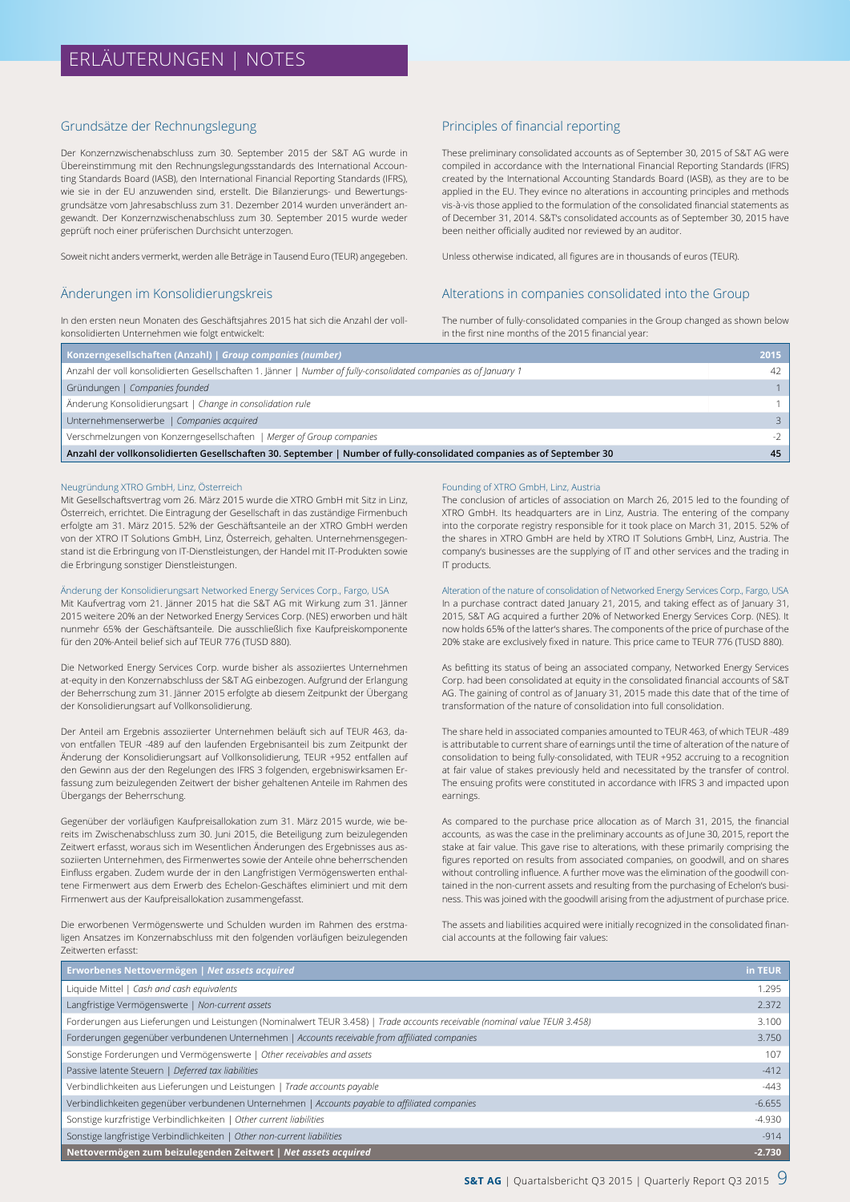# ERLÄUTERUNGEN | NOTES

## Grundsätze der Rechnungslegung

Der Konzernzwischenabschluss zum 30. September 2015 der S&T AG wurde in Übereinstimmung mit den Rechnungslegungsstandards des International Accounting Standards Board (IASB), den International Financial Reporting Standards (IFRS), wie sie in der EU anzuwenden sind, erstellt. Die Bilanzierungs- und Bewertungsgrundsätze vom Jahresabschluss zum 31. Dezember 2014 wurden unverändert angewandt. Der Konzernzwischenabschluss zum 30. September 2015 wurde weder geprüft noch einer prüferischen Durchsicht unterzogen.

Soweit nicht anders vermerkt, werden alle Beträge in Tausend Euro (TEUR) angegeben.

## Principles of financial reporting

These preliminary consolidated accounts as of September 30, 2015 of S&T AG were compiled in accordance with the International Financial Reporting Standards (IFRS) created by the International Accounting Standards Board (IASB), as they are to be applied in the EU. They evince no alterations in accounting principles and methods vis-à-vis those applied to the formulation of the consolidated financial statements as of December 31, 2014. S&T's consolidated accounts as of September 30, 2015 have been neither officially audited nor reviewed by an auditor.

Unless otherwise indicated, all figures are in thousands of euros (TEUR).

## Änderungen im Konsolidierungskreis

In den ersten neun Monaten des Geschäftsjahres 2015 hat sich die Anzahl der vollkonsolidierten Unternehmen wie folgt entwickelt:

## Alterations in companies consolidated into the Group

The number of fully-consolidated companies in the Group changed as shown below in the first nine months of the 2015 financial year:

| **Konzerngesellschaften (Anzahl) \| *Group companies (number)*** | **2015** |
|---|---|
| Anzahl der voll konsolidierten Gesellschaften 1. Jänner \| *Number of fully-consolidated companies as of January 1* | 42 |
| Gründungen \| *Companies founded* | 1 |
| Änderung Konsolidierungsart \| *Change in consolidation rule* | 1 |
| Unternehmenserwerbe \| *Companies acquired* | 3 |
| Verschmelzungen von Konzerngesellschaften \| *Merger of Group companies* | -2 |
| **Anzahl der vollkonsolidierten Gesellschaften 30. September \| Number of fully-consolidated companies as of September 30** | **45** |

### Neugründung XTRO GmbH, Linz, Österreich

Mit Gesellschaftsvertrag vom 26. März 2015 wurde die XTRO GmbH mit Sitz in Linz, Österreich, errichtet. Die Eintragung der Gesellschaft in das zuständige Firmenbuch erfolgte am 31. März 2015. 52% der Geschäftsanteile an der XTRO GmbH werden von der XTRO IT Solutions GmbH, Linz, Österreich, gehalten. Unternehmensgegenstand ist die Erbringung von IT-Dienstleistungen, der Handel mit IT-Produkten sowie die Erbringung sonstiger Dienstleistungen.

### Änderung der Konsolidierungsart Networked Energy Services Corp., Fargo, USA

Mit Kaufvertrag vom 21. Jänner 2015 hat die S&T AG mit Wirkung zum 31. Jänner 2015 weitere 20% an der Networked Energy Services Corp. (NES) erworben und hält nunmehr 65% der Geschäftsanteile. Die ausschließlich fixe Kaufpreiskomponente für den 20%-Anteil belief sich auf TEUR 776 (TUSD 880).

Die Networked Energy Services Corp. wurde bisher als assoziiertes Unternehmen at-equity in den Konzernabschluss der S&T AG einbezogen. Aufgrund der Erlangung der Beherrschung zum 31. Jänner 2015 erfolgte ab diesem Zeitpunkt der Übergang der Konsolidierungsart auf Vollkonsolidierung.

Der Anteil am Ergebnis assoziierter Unternehmen beläuft sich auf TEUR 463, davon entfallen TEUR -489 auf den laufenden Ergebnisanteil bis zum Zeitpunkt der Änderung der Konsolidierungsart auf Vollkonsolidierung, TEUR +952 entfallen auf den Gewinn aus der den Regelungen des IFRS 3 folgenden, ergebniswirksamen Erfassung zum beizulegenden Zeitwert der bisher gehaltenen Anteile im Rahmen des Übergangs der Beherrschung.

Gegenüber der vorläufigen Kaufpreisallokation zum 31. März 2015 wurde, wie bereits im Zwischenabschluss zum 30. Juni 2015, die Beteiligung zum beizulegenden Zeitwert erfasst, woraus sich im Wesentlichen Änderungen des Ergebnisses aus assoziierten Unternehmen, des Firmenwertes sowie der Anteile ohne beherrschenden Einfluss ergaben. Zudem wurde der in den Langfristigen Vermögenswerten enthaltene Firmenwert aus dem Erwerb des Echelon-Geschäftes eliminiert und mit dem Firmenwert aus der Kaufpreisallokation zusammengefasst.

Die erworbenen Vermögenswerte und Schulden wurden im Rahmen des erstmaligen Ansatzes im Konzernabschluss mit den folgenden vorläufigen beizulegenden Zeitwerten erfasst:

### Founding of XTRO GmbH, Linz, Austria

The conclusion of articles of association on March 26, 2015 led to the founding of XTRO GmbH. Its headquarters are in Linz, Austria. The entering of the company into the corporate registry responsible for it took place on March 31, 2015. 52% of the shares in XTRO GmbH are held by XTRO IT Solutions GmbH, Linz, Austria. The company's businesses are the supplying of IT and other services and the trading in IT products.

### Alteration of the nature of consolidation of Networked Energy Services Corp., Fargo, USA

In a purchase contract dated January 21, 2015, and taking effect as of January 31, 2015, S&T AG acquired a further 20% of Networked Energy Services Corp. (NES). It now holds 65% of the latter's shares. The components of the price of purchase of the 20% stake are exclusively fixed in nature. This price came to TEUR 776 (TUSD 880).

As befitting its status of being an associated company, Networked Energy Services Corp. had been consolidated at equity in the consolidated financial accounts of S&T AG. The gaining of control as of January 31, 2015 made this date that of the time of transformation of the nature of consolidation into full consolidation.

The share held in associated companies amounted to TEUR 463, of which TEUR -489 is attributable to current share of earnings until the time of alteration of the nature of consolidation to being fully-consolidated, with TEUR +952 accruing to a recognition at fair value of stakes previously held and necessitated by the transfer of control. The ensuing profits were constituted in accordance with IFRS 3 and impacted upon earnings.

As compared to the purchase price allocation as of March 31, 2015, the financial accounts, as was the case in the preliminary accounts as of June 30, 2015, report the stake at fair value. This gave rise to alterations, with these primarily comprising the figures reported on results from associated companies, on goodwill, and on shares without controlling influence. A further move was the elimination of the goodwill contained in the non-current assets and resulting from the purchasing of Echelon's business. This was joined with the goodwill arising from the adjustment of purchase price.

The assets and liabilities acquired were initially recognized in the consolidated financial accounts at the following fair values:

| **Erworbenes Nettovermögen \| *Net assets acquired*** | **in TEUR** |
|---|---|
| Liquide Mittel \| *Cash and cash equivalents* | 1.295 |
| Langfristige Vermögenswerte \| *Non-current assets* | 2.372 |
| Forderungen aus Lieferungen und Leistungen (Nominalwert TEUR 3.458) \| *Trade accounts receivable (nominal value TEUR 3.458)* | 3.100 |
| Forderungen gegenüber verbundenen Unternehmen \| *Accounts receivable from affiliated companies* | 3.750 |
| Sonstige Forderungen und Vermögenswerte \| *Other receivables and assets* | 107 |
| Passive latente Steuern \| *Deferred tax liabilities* | -412 |
| Verbindlichkeiten aus Lieferungen und Leistungen \| *Trade accounts payable* | -443 |
| Verbindlichkeiten gegenüber verbundenen Unternehmen \| *Accounts payable to affiliated companies* | -6.655 |
| Sonstige kurzfristige Verbindlichkeiten \| *Other current liabilities* | -4.930 |
| Sonstige langfristige Verbindlichkeiten \| *Other non-current liabilities* | -914 |
| **Nettovermögen zum beizulegenden Zeitwert \| *Net assets acquired*** | **-2.730** |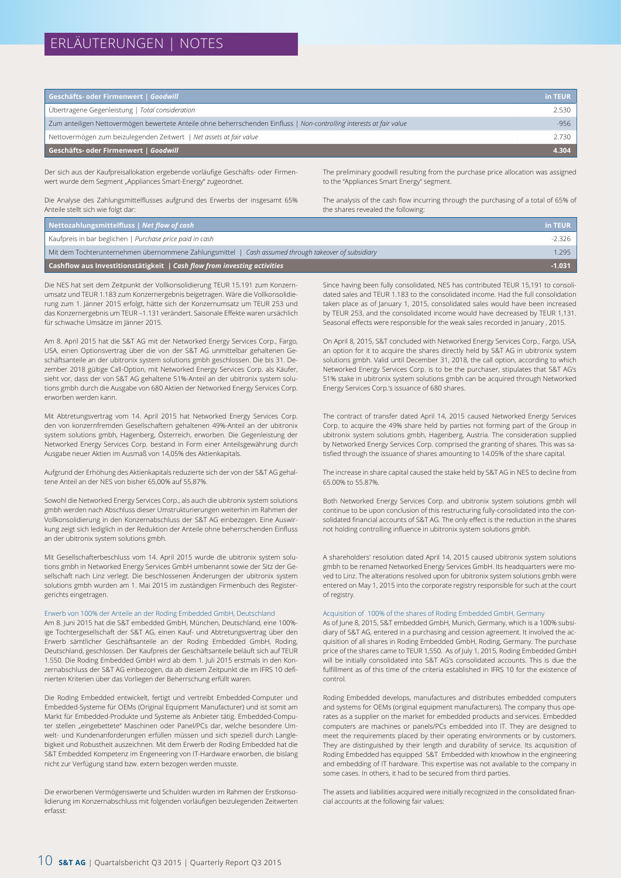# ERLÄUTERUNGEN | NOTES

| Geschäfts- oder Firmenwert \| *Goodwill* | in TEUR |
|---|---|
| Übertragene Gegenleistung \| *Total consideration* | 2.530 |
| Zum anteiligen Nettovermögen bewertete Anteile ohne beherrschenden Einfluss \| *Non-controlling interests at fair value* | -956 |
| Nettovermögen zum beizulegenden Zeitwert \| *Net assets at fair value* | 2.730 |
| **Geschäfts- oder Firmenwert \| *Goodwill*** | **4.304** |

Der sich aus der Kaufpreisallokation ergebende vorläufige Geschäfts- oder Firmenwert wurde dem Segment „Appliances Smart-Energy" zugeordnet.

The preliminary goodwill resulting from the purchase price allocation was assigned to the "Appliances Smart Energy" segment.

Die Analyse des Zahlungsmittelflusses aufgrund des Erwerbs der insgesamt 65% Anteile stellt sich wie folgt dar:

The analysis of the cash flow incurring through the purchasing of a total of 65% of the shares revealed the following:

| Nettozahlungsmittelfluss \| *Net flow of cash* | in TEUR |
|---|---|
| Kaufpreis in bar beglichen \| *Purchase price paid in cash* | -2.326 |
| Mit dem Tochterunternehmen übernommene Zahlungsmittel \| *Cash assumed through takeover of subsidiary* | 1.295 |
| **Cashflow aus Investitionstätigkeit \| *Cash flow from investing activities*** | **-1.031** |

Die NES hat seit dem Zeitpunkt der Vollkonsolidierung TEUR 15.191 zum Konzernumsatz und TEUR 1.183 zum Konzernergebnis beigetragen. Wäre die Vollkonsolidierung zum 1. Jänner 2015 erfolgt, hätte sich der Konzernumsatz um TEUR 253 und das Konzernergebnis um TEUR –1.131 verändert. Saisonale Effekte waren ursächlich für schwache Umsätze im Jänner 2015.

Since having been fully consolidated, NES has contributed TEUR 15,191 to consolidated sales and TEUR 1.183 to the consolidated income. Had the full consolidation taken place as of January 1, 2015, consolidated sales would have been increased by TEUR 253, and the consolidated income would have decreased by TEUR 1,131. Seasonal effects were responsible for the weak sales recorded in January , 2015.

Am 8. April 2015 hat die S&T AG mit der Networked Energy Services Corp., Fargo, USA, einen Optionsvertrag über die von der S&T AG unmittelbar gehaltenen Geschäftsanteile an der ubitronix system solutions gmbh geschlossen. Die bis 31. Dezember 2018 gültige Call-Option, mit Networked Energy Services Corp. als Käufer, sieht vor, dass der von S&T AG gehaltene 51%-Anteil an der ubitronix system solutions gmbh durch die Ausgabe von 680 Aktien der Networked Energy Services Corp. erworben werden kann.

On April 8, 2015, S&T concluded with Networked Energy Services Corp., Fargo, USA, an option for it to acquire the shares directly held by S&T AG in ubitronix system solutions gmbh. Valid until December 31, 2018, the call option, according to which Networked Energy Services Corp. is to be the purchaser, stipulates that S&T AG's 51% stake in ubitronix system solutions gmbh can be acquired through Networked Energy Services Corp.'s issuance of 680 shares.

Mit Abtretungsvertrag vom 14. April 2015 hat Networked Energy Services Corp. den von konzernfremden Gesellschaftern gehaltenen 49%-Anteil an der ubitronix system solutions gmbh, Hagenberg, Österreich, erworben. Die Gegenleistung der Networked Energy Services Corp. bestand in Form einer Anteilsgewährung durch Ausgabe neuer Aktien im Ausmaß von 14,05% des Aktienkapitals.

The contract of transfer dated April 14, 2015 caused Networked Energy Services Corp. to acquire the 49% share held by parties not forming part of the Group in ubitronix system solutions gmbh, Hagenberg, Austria. The consideration supplied by Networked Energy Services Corp. comprised the granting of shares. This was satisfied through the issuance of shares amounting to 14.05% of the share capital.

Aufgrund der Erhöhung des Aktienkapitals reduzierte sich der von der S&T AG gehaltene Anteil an der NES von bisher 65,00% auf 55,87%.

The increase in share capital caused the stake held by S&T AG in NES to decline from 65.00% to 55.87%.

Sowohl die Networked Energy Services Corp., als auch die ubitronix system solutions gmbh werden nach Abschluss dieser Umstrukturierungen weiterhin im Rahmen der Vollkonsolidierung in den Konzernabschluss der S&T AG einbezogen. Eine Auswirkung zeigt sich lediglich in der Reduktion der Anteile ohne beherrschenden Einfluss an der ubitronix system solutions gmbh.

Both Networked Energy Services Corp. and ubitronix system solutions gmbh will continue to be upon conclusion of this restructuring fully-consolidated into the consolidated financial accounts of S&T AG. The only effect is the reduction in the shares not holding controlling influence in ubitronix system solutions gmbh.

Mit Gesellschafterbeschluss vom 14. April 2015 wurde die ubitronix system solutions gmbh in Networked Energy Services GmbH umbenannt sowie der Sitz der Gesellschaft nach Linz verlegt. Die beschlossenen Änderungen der ubitronix system solutions gmbh wurden am 1. Mai 2015 im zuständigen Firmenbuch des Registergerichts eingetragen.

A shareholders' resolution dated April 14, 2015 caused ubitronix system solutions gmbh to be renamed Networked Energy Services GmbH. Its headquarters were moved to Linz. The alterations resolved upon for ubitronix system solutions gmbh were entered on May 1, 2015 into the corporate registry responsible for such at the court of registry.

### Erwerb von 100% der Anteile an der Roding Embedded GmbH, Deutschland

Am 8. Juni 2015 hat die S&T embedded GmbH, München, Deutschland, eine 100%-ige Tochtergesellschaft der S&T AG, einen Kauf- und Abtretungsvertrag über den Erwerb sämtlicher Geschäftsanteile an der Roding Embedded GmbH, Roding, Deutschland, geschlossen. Der Kaufpreis der Geschäftsanteile beläuft sich auf TEUR 1.550. Die Roding Embedded GmbH wird ab dem 1. Juli 2015 erstmals in den Konzernabschluss der S&T AG einbezogen, da ab diesem Zeitpunkt die im IFRS 10 definierten Kriterien über das Vorliegen der Beherrschung erfüllt waren.

### Acquisition of 100% of the shares of Roding Embedded GmbH, Germany

As of June 8, 2015, S&T embedded GmbH, Munich, Germany, which is a 100% subsidiary of S&T AG, entered in a purchasing and cession agreement. It involved the acquisition of all shares in Roding Embedded GmbH, Roding, Germany. The purchase price of the shares came to TEUR 1,550. As of July 1, 2015, Roding Embedded GmbH will be initially consolidated into S&T AG's consolidated accounts. This is due the fulfillment as of this time of the criteria established in IFRS 10 for the existence of control.

Die Roding Embedded entwickelt, fertigt und vertreibt Embedded-Computer und Embedded-Systeme für OEMs (Original Equipment Manufacturer) und ist somit am Markt für Embedded-Produkte und Systeme als Anbieter tätig. Embedded-Computer stellen „eingebettete" Maschinen oder Panel/PCs dar, welche besondere Umwelt- und Kundenanforderungen erfüllen müssen und sich speziell durch Langlebigkeit und Robustheit auszeichnen. Mit dem Erwerb der Roding Embedded hat die S&T Embedded Kompetenz im Engeneering von IT-Hardware erworben, die bislang nicht zur Verfügung stand bzw. extern bezogen werden musste.

Roding Embedded develops, manufactures and distributes embedded computers and systems for OEMs (original equipment manufacturers). The company thus operates as a supplier on the market for embedded products and services. Embedded computers are machines or panels/PCs embedded into IT. They are designed to meet the requirements placed by their operating environments or by customers. They are distinguished by their length and durability of service. Its acquisition of Roding Embedded has equipped S&T Embedded with knowhow in the engineering and embedding of IT hardware. This expertise was not available to the company in some cases. In others, it had to be secured from third parties.

Die erworbenen Vermögenswerte und Schulden wurden im Rahmen der Erstkonsolidierung im Konzernabschluss mit folgenden vorläufigen beizulegenden Zeitwerten erfasst:

The assets and liabilities acquired were initially recognized in the consolidated financial accounts at the following fair values: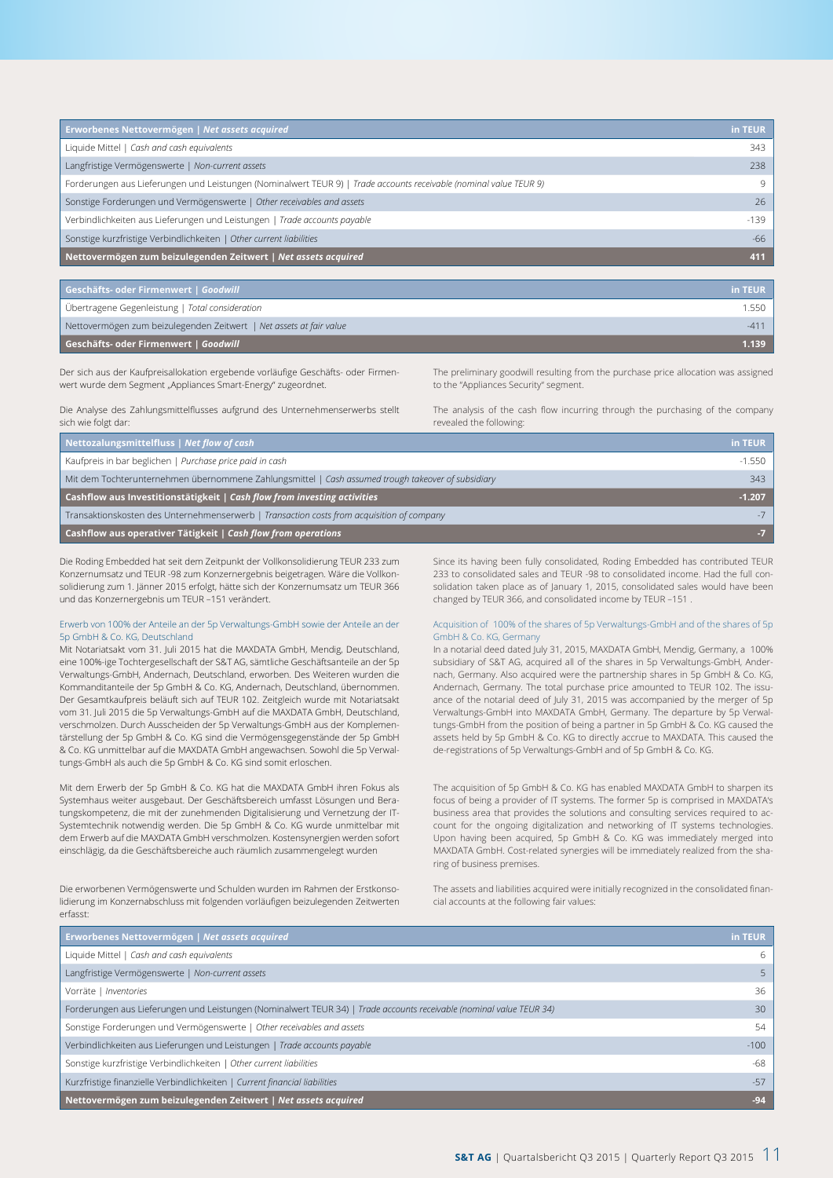| Erworbenes Nettovermögen \| *Net assets acquired* | in TEUR |
|---|---|
| Liquide Mittel \| *Cash and cash equivalents* | 343 |
| Langfristige Vermögenswerte \| *Non-current assets* | 238 |
| Forderungen aus Lieferungen und Leistungen (Nominalwert TEUR 9) \| *Trade accounts receivable (nominal value TEUR 9)* | 9 |
| Sonstige Forderungen und Vermögenswerte \| *Other receivables and assets* | 26 |
| Verbindlichkeiten aus Lieferungen und Leistungen \| *Trade accounts payable* | -139 |
| Sonstige kurzfristige Verbindlichkeiten \| *Other current liabilities* | -66 |
| **Nettovermögen zum beizulegenden Zeitwert \| *Net assets acquired*** | **411** |

| Geschäfts- oder Firmenwert \| *Goodwill* | in TEUR |
|---|---|
| Übertragene Gegenleistung \| *Total consideration* | 1.550 |
| Nettovermögen zum beizulegenden Zeitwert \| *Net assets at fair value* | -411 |
| **Geschäfts- oder Firmenwert \| *Goodwill*** | **1.139** |

Der sich aus der Kaufpreisallokation ergebende vorläufige Geschäfts- oder Firmenwert wurde dem Segment „Appliances Smart-Energy" zugeordnet.

The preliminary goodwill resulting from the purchase price allocation was assigned to the "Appliances Security" segment.

Die Analyse des Zahlungsmittelflusses aufgrund des Unternehmenserwerbs stellt sich wie folgt dar:

The analysis of the cash flow incurring through the purchasing of the company revealed the following:

| Nettozahlungsmittelfluss \| *Net flow of cash* | in TEUR |
|---|---|
| Kaufpreis in bar beglichen \| *Purchase price paid in cash* | -1.550 |
| Mit dem Tochterunternehmen übernommene Zahlungsmittel \| *Cash assumed trough takeover of subsidiary* | 343 |
| **Cashflow aus Investitionstätigkeit \| *Cash flow from investing activities*** | **-1.207** |
| Transaktionskosten des Unternehmenserwerb \| *Transaction costs from acquisition of company* | -7 |
| **Cashflow aus operativer Tätigkeit \| *Cash flow from operations*** | **-7** |

Die Roding Embedded hat seit dem Zeitpunkt der Vollkonsolidierung TEUR 233 zum Konzernumsatz und TEUR -98 zum Konzernergebnis beigetragen. Wäre die Vollkonsolidierung zum 1. Jänner 2015 erfolgt, hätte sich der Konzernumsatz um TEUR 366 und das Konzernergebnis um TEUR –151 verändert.

Since its having been fully consolidated, Roding Embedded has contributed TEUR 233 to consolidated sales and TEUR -98 to consolidated income. Had the full consolidation taken place as of January 1, 2015, consolidated sales would have been changed by TEUR 366, and consolidated income by TEUR –151 .

### Erwerb von 100% der Anteile an der 5p Verwaltungs-GmbH sowie der Anteile an der 5p GmbH & Co. KG, Deutschland

Mit Notariatsakt vom 31. Juli 2015 hat die MAXDATA GmbH, Mendig, Deutschland, eine 100%-ige Tochtergesellschaft der S&T AG, sämtliche Geschäftsanteile an der 5p Verwaltungs-GmbH, Andernach, Deutschland, erworben. Des Weiteren wurden die Kommanditanteile der 5p GmbH & Co. KG, Andernach, Deutschland, übernommen. Der Gesamtkaufpreis beläuft sich auf TEUR 102. Zeitgleich wurde mit Notariatsakt vom 31. Juli 2015 die 5p Verwaltungs-GmbH auf die MAXDATA GmbH, Deutschland, verschmolzen. Durch Ausscheiden der 5p Verwaltungs-GmbH aus der Komplementärstellung der 5p GmbH & Co. KG sind die Vermögensgegenstände der 5p GmbH & Co. KG unmittelbar auf die MAXDATA GmbH angewachsen. Sowohl die 5p Verwaltungs-GmbH als auch die 5p GmbH & Co. KG sind somit erloschen.

Mit dem Erwerb der 5p GmbH & Co. KG hat die MAXDATA GmbH ihren Fokus als Systemhaus weiter ausgebaut. Der Geschäftsbereich umfasst Lösungen und Beratungskompetenz, die mit der zunehmenden Digitalisierung und Vernetzung der IT-Systemtechnik notwendig werden. Die 5p GmbH & Co. KG wurde unmittelbar mit dem Erwerb auf die MAXDATA GmbH verschmolzen. Kostensynergien werden sofort einschlägig, da die Geschäftsbereiche auch räumlich zusammengelegt wurden

Die erworbenen Vermögenswerte und Schulden wurden im Rahmen der Erstkonsolidierung im Konzernabschluss mit folgenden vorläufigen beizulegenden Zeitwerten erfasst:

### Acquisition of 100% of the shares of 5p Verwaltungs-GmbH and of the shares of 5p GmbH & Co. KG, Germany

In a notarial deed dated July 31, 2015, MAXDATA GmbH, Mendig, Germany, a 100% subsidiary of S&T AG, acquired all of the shares in 5p Verwaltungs-GmbH, Andernach, Germany. Also acquired were the partnership shares in 5p GmbH & Co. KG, Andernach, Germany. The total purchase price amounted to TEUR 102. The issuance of the notarial deed of July 31, 2015 was accompanied by the merger of 5p Verwaltungs-GmbH into MAXDATA GmbH, Germany. The departure by 5p Verwaltungs-GmbH from the position of being a partner in 5p GmbH & Co. KG caused the assets held by 5p GmbH & Co. KG to directly accrue to MAXDATA. This caused the de-registrations of 5p Verwaltungs-GmbH and of 5p GmbH & Co. KG.

The acquisition of 5p GmbH & Co. KG has enabled MAXDATA GmbH to sharpen its focus of being a provider of IT systems. The former 5p is comprised in MAXDATA's business area that provides the solutions and consulting services required to account for the ongoing digitalization and networking of IT systems technologies. Upon having been acquired, 5p GmbH & Co. KG was immediately merged into MAXDATA GmbH. Cost-related synergies will be immediately realized from the sharing of business premises.

The assets and liabilities acquired were initially recognized in the consolidated financial accounts at the following fair values:

| Erworbenes Nettovermögen \| *Net assets acquired* | in TEUR |
|---|---|
| Liquide Mittel \| *Cash and cash equivalents* | 6 |
| Langfristige Vermögenswerte \| *Non-current assets* | 5 |
| Vorräte \| *Inventories* | 36 |
| Forderungen aus Lieferungen und Leistungen (Nominalwert TEUR 34) \| *Trade accounts receivable (nominal value TEUR 34)* | 30 |
| Sonstige Forderungen und Vermögenswerte \| *Other receivables and assets* | 54 |
| Verbindlichkeiten aus Lieferungen und Leistungen \| *Trade accounts payable* | -100 |
| Sonstige kurzfristige Verbindlichkeiten \| *Other current liabilities* | -68 |
| Kurzfristige finanzielle Verbindlichkeiten \| *Current financial liabilities* | -57 |
| **Nettovermögen zum beizulegenden Zeitwert \| *Net assets acquired*** | **-94** |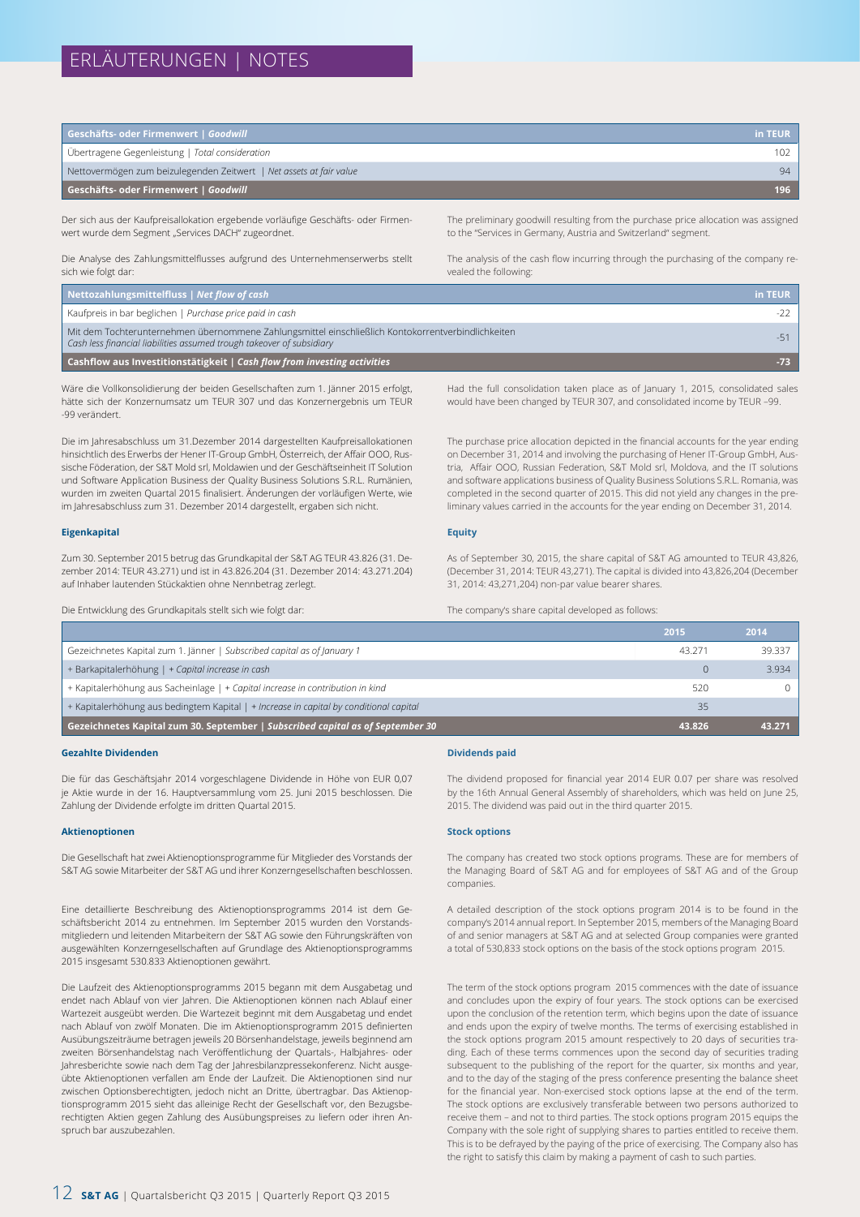# ERLÄUTERUNGEN | NOTES

| Geschäfts- oder Firmenwert \| *Goodwill* | in TEUR |
|---|---|
| Übertragene Gegenleistung \| *Total consideration* | 102 |
| Nettovermögen zum beizulegenden Zeitwert \| *Net assets at fair value* | 94 |
| **Geschäfts- oder Firmenwert \| *Goodwill*** | **196** |

Der sich aus der Kaufpreisallokation ergebende vorläufige Geschäfts- oder Firmenwert wurde dem Segment „Services DACH" zugeordnet.

The preliminary goodwill resulting from the purchase price allocation was assigned to the "Services in Germany, Austria and Switzerland" segment.

Die Analyse des Zahlungsmittelflusses aufgrund des Unternehmenserwerbs stellt sich wie folgt dar:

The analysis of the cash flow incurring through the purchasing of the company revealed the following:

| Nettozahlungsmittelfluss \| *Net flow of cash* | in TEUR |
|---|---|
| Kaufpreis in bar beglichen \| *Purchase price paid in cash* | -22 |
| Mit dem Tochterunternehmen übernommene Zahlungsmittel einschließlich Kontokorrentverbindlichkeiten *Cash less financial liabilities assumed trough takeover of subsidiary* | -51 |
| **Cashflow aus Investitionstätigkeit \| *Cash flow from investing activities*** | **-73** |

Wäre die Vollkonsolidierung der beiden Gesellschaften zum 1. Jänner 2015 erfolgt, hätte sich der Konzernumsatz um TEUR 307 und das Konzernergebnis um TEUR -99 verändert.

Had the full consolidation taken place as of January 1, 2015, consolidated sales would have been changed by TEUR 307, and consolidated income by TEUR –99.

Die im Jahresabschluss um 31.Dezember 2014 dargestellten Kaufpreisallokationen hinsichtlich des Erwerbs der Hener IT-Group GmbH, Österreich, der Affair OOO, Russische Föderation, der S&T Mold srl, Moldawien und der Geschäftseinheit IT Solution und Software Application Business der Quality Business Solutions S.R.L. Rumänien, wurden im zweiten Quartal 2015 finalisiert. Änderungen der vorläufigen Werte, wie im Jahresabschluss zum 31. Dezember 2014 dargestellt, ergaben sich nicht.

The purchase price allocation depicted in the financial accounts for the year ending on December 31, 2014 and involving the purchasing of Hener IT-Group GmbH, Austria, Affair OOO, Russian Federation, S&T Mold srl, Moldova, and the IT solutions and software applications business of Quality Business Solutions S.R.L. Romania, was completed in the second quarter of 2015. This did not yield any changes in the preliminary values carried in the accounts for the year ending on December 31, 2014.

### Eigenkapital

Zum 30. September 2015 betrug das Grundkapital der S&T AG TEUR 43.826 (31. Dezember 2014: TEUR 43.271) und ist in 43.826.204 (31. Dezember 2014: 43.271.204) auf Inhaber lautenden Stückaktien ohne Nennbetrag zerlegt.

### Equity

As of September 30, 2015, the share capital of S&T AG amounted to TEUR 43,826, (December 31, 2014: TEUR 43,271). The capital is divided into 43,826,204 (December 31, 2014: 43,271,204) non-par value bearer shares.

Die Entwicklung des Grundkapitals stellt sich wie folgt dar:

The company's share capital developed as follows:

| | 2015 | 2014 |
|---|---|---|
| Gezeichnetes Kapital zum 1. Jänner \| *Subscribed capital as of January 1* | 43.271 | 39.337 |
| + Barkapitalerhöhung \| *+ Capital increase in cash* | 0 | 3.934 |
| + Kapitalerhöhung aus Sacheinlage \| *+ Capital increase in contribution in kind* | 520 | 0 |
| + Kapitalerhöhung aus bedingtem Kapital \| *+ Increase in capital by conditional capital* | 35 | |
| **Gezeichnetes Kapital zum 30. September \| *Subscribed capital as of September 30*** | **43.826** | **43.271** |

### Gezahlte Dividenden

Die für das Geschäftsjahr 2014 vorgeschlagene Dividende in Höhe von EUR 0,07 je Aktie wurde in der 16. Hauptversammlung vom 25. Juni 2015 beschlossen. Die Zahlung der Dividende erfolgte im dritten Quartal 2015.

### Dividends paid

The dividend proposed for financial year 2014 EUR 0.07 per share was resolved by the 16th Annual General Assembly of shareholders, which was held on June 25, 2015. The dividend was paid out in the third quarter 2015.

### Aktienoptionen

Die Gesellschaft hat zwei Aktienoptionsprogramme für Mitglieder des Vorstands der S&T AG sowie Mitarbeiter der S&T AG und ihrer Konzerngesellschaften beschlossen.

Eine detaillierte Beschreibung des Aktienoptionsprogramms 2014 ist dem Geschäftsbericht 2014 zu entnehmen. Im September 2015 wurden den Vorstandsmitgliedern und leitenden Mitarbeitern der S&T AG sowie den Führungskräften von ausgewählten Konzerngesellschaften auf Grundlage des Aktienoptionsprogramms 2015 insgesamt 530.833 Aktienoptionen gewährt.

Die Laufzeit des Aktienoptionsprogramms 2015 begann mit dem Ausgabetag und endet nach Ablauf von vier Jahren. Die Aktienoptionen können nach Ablauf einer Wartezeit ausgeübt werden. Die Wartezeit beginnt mit dem Ausgabetag und endet nach Ablauf von zwölf Monaten. Die im Aktienoptionsprogramm 2015 definierten Ausübungszeiträume betragen jeweils 20 Börsenhandelstage, jeweils beginnend am zweiten Börsenhandelstag nach Veröffentlichung der Quartals-, Halbjahres- oder Jahresberichte sowie nach dem Tag der Jahresbilanzpressekonferenz. Nicht ausgeübte Aktienoptionen verfallen am Ende der Laufzeit. Die Aktienoptionen sind nur zwischen Optionsberechtigten, jedoch nicht an Dritte, übertragbar. Das Aktienoptionsprogramm 2015 sieht das alleinige Recht der Gesellschaft vor, den Bezugsberechtigten Aktien gegen Zahlung des Ausübungspreises zu liefern oder ihren Anspruch bar auszuzahlen.

### Stock options

The company has created two stock options programs. These are for members of the Managing Board of S&T AG and for employees of S&T AG and of the Group companies.

A detailed description of the stock options program 2014 is to be found in the company's 2014 annual report. In September 2015, members of the Managing Board of and senior managers at S&T AG and at selected Group companies were granted a total of 530,833 stock options on the basis of the stock options program 2015.

The term of the stock options program 2015 commences with the date of issuance and concludes upon the expiry of four years. The stock options can be exercised upon the conclusion of the retention term, which begins upon the date of issuance and ends upon the expiry of twelve months. The terms of exercising established in the stock options program 2015 amount respectively to 20 days of securities trading. Each of these terms commences upon the second day of securities trading subsequent to the publishing of the report for the quarter, six months and year, and to the day of the staging of the press conference presenting the balance sheet for the financial year. Non-exercised stock options lapse at the end of the term. The stock options are exclusively transferable between two persons authorized to receive them – and not to third parties. The stock options program 2015 equips the Company with the sole right of supplying shares to parties entitled to receive them. This is to be defrayed by the paying of the price of exercising. The Company also has the right to satisfy this claim by making a payment of cash to such parties.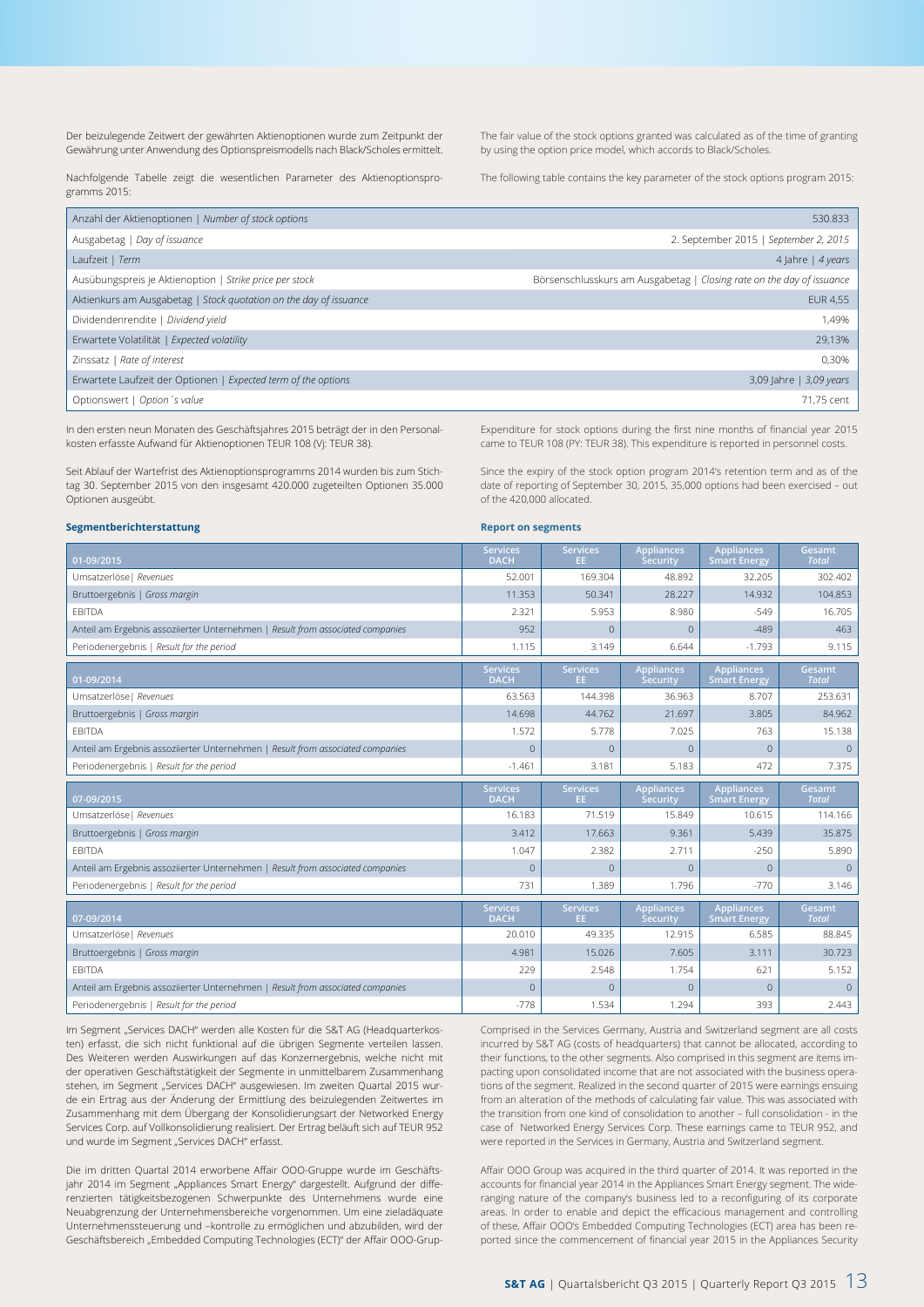Der beizulegende Zeitwert der gewährten Aktienoptionen wurde zum Zeitpunkt der Gewährung unter Anwendung des Optionspreismodells nach Black/Scholes ermittelt.

Nachfolgende Tabelle zeigt die wesentlichen Parameter des Aktienoptionsprogramms 2015:

The fair value of the stock options granted was calculated as of the time of granting by using the option price model, which accords to Black/Scholes.

The following table contains the key parameter of the stock options program 2015:

| | |
|---|---|
| Anzahl der Aktienoptionen \| *Number of stock options* | 530.833 |
| Ausgabetag \| *Day of issuance* | 2. September 2015 \| *September 2, 2015* |
| Laufzeit \| *Term* | 4 Jahre \| *4 years* |
| Ausübungspreis je Aktienoption \| *Strike price per stock* | Börsenschlusskurs am Ausgabetag \| *Closing rate on the day of issuance* |
| Aktienkurs am Ausgabetag \| *Stock quotation on the day of issuance* | EUR 4,55 |
| Dividendenrendite \| *Dividend yield* | 1,49% |
| Erwartete Volatilität \| *Expected volatility* | 29,13% |
| Zinssatz \| *Rate of interest* | 0,30% |
| Erwartete Laufzeit der Optionen \| *Expected term of the options* | 3,09 Jahre \| *3,09 years* |
| Optionswert \| *Option´s value* | 71,75 cent |

In den ersten neun Monaten des Geschäftsjahres 2015 beträgt der in den Personalkosten erfasste Aufwand für Aktienoptionen TEUR 108 (Vj: TEUR 38).

Seit Ablauf der Wartefrist des Aktienoptionsprogramms 2014 wurden bis zum Stichtag 30. September 2015 von den insgesamt 420.000 zugeteilten Optionen 35.000 Optionen ausgeübt.

Expenditure for stock options during the first nine months of financial year 2015 came to TEUR 108 (PY: TEUR 38). This expenditure is reported in personnel costs.

Since the expiry of the stock option program 2014's retention term and as of the date of reporting of September 30, 2015, 35,000 options had been exercised – out of the 420,000 allocated.

### Segmentberichterstattung | Report on segments

| 01-09/2015 | Services DACH | Services EE | Appliances Security | Appliances Smart Energy | Gesamt *Total* |
|---|---|---|---|---|---|
| Umsatzerlöse\| *Revenues* | 52.001 | 169.304 | 48.892 | 32.205 | 302.402 |
| Bruttoergebnis \| *Gross margin* | 11.353 | 50.341 | 28.227 | 14.932 | 104.853 |
| EBITDA | 2.321 | 5.953 | 8.980 | -549 | 16.705 |
| Anteil am Ergebnis assoziierter Unternehmen \| *Result from associated companies* | 952 | 0 | 0 | -489 | 463 |
| Periodenergebnis \| *Result for the period* | 1.115 | 3.149 | 6.644 | -1.793 | 9.115 |

| 01-09/2014 | Services DACH | Services EE | Appliances Security | Appliances Smart Energy | Gesamt *Total* |
|---|---|---|---|---|---|
| Umsatzerlöse\| *Revenues* | 63.563 | 144.398 | 36.963 | 8.707 | 253.631 |
| Bruttoergebnis \| *Gross margin* | 14.698 | 44.762 | 21.697 | 3.805 | 84.962 |
| EBITDA | 1.572 | 5.778 | 7.025 | 763 | 15.138 |
| Anteil am Ergebnis assoziierter Unternehmen \| *Result from associated companies* | 0 | 0 | 0 | 0 | 0 |
| Periodenergebnis \| *Result for the period* | -1.461 | 3.181 | 5.183 | 472 | 7.375 |

| 07-09/2015 | Services DACH | Services EE | Appliances Security | Appliances Smart Energy | Gesamt *Total* |
|---|---|---|---|---|---|
| Umsatzerlöse\| *Revenues* | 16.183 | 71.519 | 15.849 | 10.615 | 114.166 |
| Bruttoergebnis \| *Gross margin* | 3.412 | 17.663 | 9.361 | 5.439 | 35.875 |
| EBITDA | 1.047 | 2.382 | 2.711 | -250 | 5.890 |
| Anteil am Ergebnis assoziierter Unternehmen \| *Result from associated companies* | 0 | 0 | 0 | 0 | 0 |
| Periodenergebnis \| *Result for the period* | 731 | 1.389 | 1.796 | -770 | 3.146 |

| 07-09/2014 | Services DACH | Services EE | Appliances Security | Appliances Smart Energy | Gesamt *Total* |
|---|---|---|---|---|---|
| Umsatzerlöse\| *Revenues* | 20.010 | 49.335 | 12.915 | 6.585 | 88.845 |
| Bruttoergebnis \| *Gross margin* | 4.981 | 15.026 | 7.605 | 3.111 | 30.723 |
| EBITDA | 229 | 2.548 | 1.754 | 621 | 5.152 |
| Anteil am Ergebnis assoziierter Unternehmen \| *Result from associated companies* | 0 | 0 | 0 | 0 | 0 |
| Periodenergebnis \| *Result for the period* | -778 | 1.534 | 1.294 | 393 | 2.443 |

Im Segment „Services DACH" werden alle Kosten für die S&T AG (Headquarterkosten) erfasst, die sich nicht funktional auf die übrigen Segmente verteilen lassen. Des Weiteren werden Auswirkungen auf das Konzernergebnis, welche nicht mit der operativen Geschäftstätigkeit der Segmente in unmittelbarem Zusammenhang stehen, im Segment „Services DACH" ausgewiesen. Im zweiten Quartal 2015 wurde ein Ertrag aus der Änderung der Ermittlung des beizulegenden Zeitwertes im Zusammenhang mit dem Übergang der Konsolidierungsart der Networked Energy Services Corp. auf Vollkonsolidierung realisiert. Der Ertrag beläuft sich auf TEUR 952 und wurde im Segment „Services DACH" erfasst.

Die im dritten Quartal 2014 erworbene Affair OOO-Gruppe wurde im Geschäftsjahr 2014 im Segment „Appliances Smart Energy" dargestellt. Aufgrund der differenzierten tätigkeitsbezogenen Schwerpunkte des Unternehmens wurde eine Neuabgrenzung der Unternehmensbereiche vorgenommen. Um eine zieladäquate Unternehmenssteuerung und -kontrolle zu ermöglichen und abzubilden, wird der Geschäftsbereich „Embedded Computing Technologies (ECT)" der Affair OOO-Grup-

Comprised in the Services Germany, Austria and Switzerland segment are all costs incurred by S&T AG (costs of headquarters) that cannot be allocated, according to their functions, to the other segments. Also comprised in this segment are items impacting upon consolidated income that are not associated with the business operations of the segment. Realized in the second quarter of 2015 were earnings ensuing from an alteration of the methods of calculating fair value. This was associated with the transition from one kind of consolidation to another – full consolidation - in the case of Networked Energy Services Corp. These earnings came to TEUR 952, and were reported in the Services in Germany, Austria and Switzerland segment.

Affair OOO Group was acquired in the third quarter of 2014. It was reported in the accounts for financial year 2014 in the Appliances Smart Energy segment. The wide-ranging nature of the company's business led to a reconfiguring of its corporate areas. In order to enable and depict the efficacious management and controlling of these, Affair OOO's Embedded Computing Technologies (ECT) area has been reported since the commencement of financial year 2015 in the Appliances Security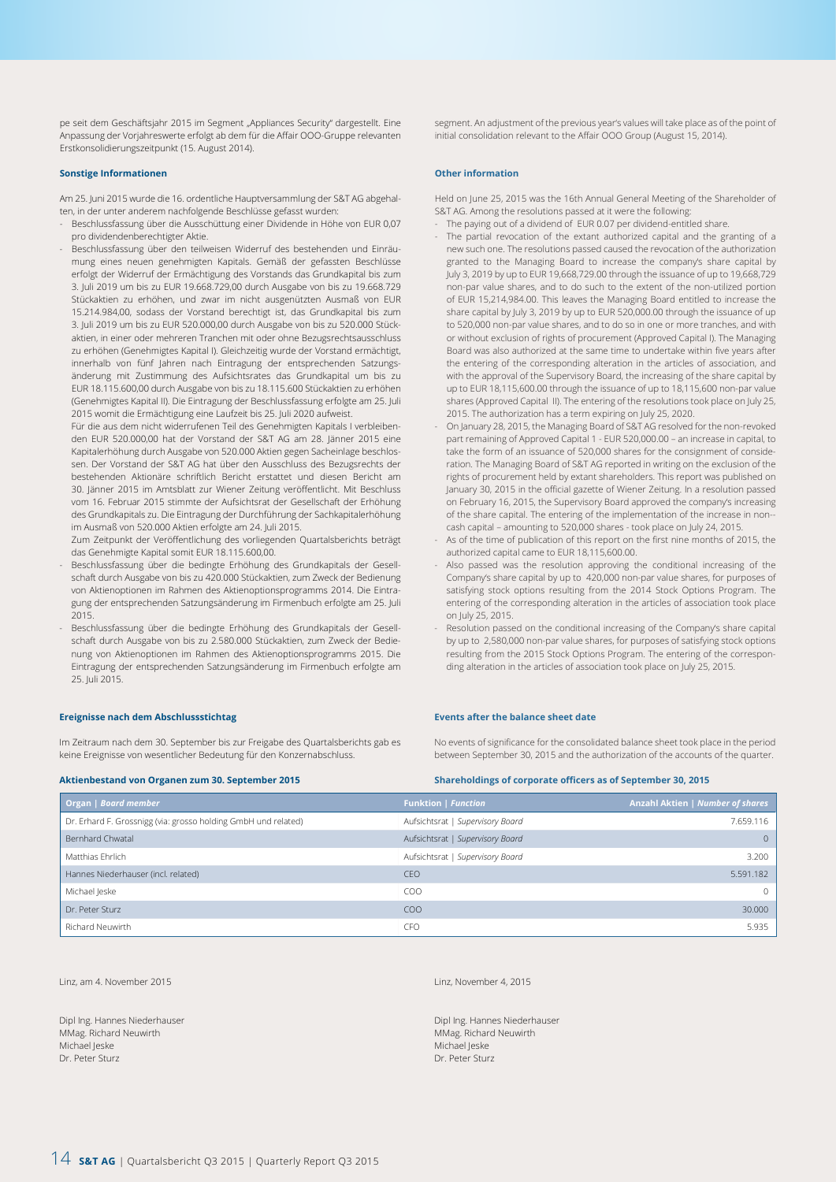pe seit dem Geschäftsjahr 2015 im Segment „Appliances Security" dargestellt. Eine Anpassung der Vorjahreswerte erfolgt ab dem für die Affair OOO-Gruppe relevanten Erstkonsolidierungszeitpunkt (15. August 2014).

### Sonstige Informationen

Am 25. Juni 2015 wurde die 16. ordentliche Hauptversammlung der S&T AG abgehalten, in der unter anderem nachfolgende Beschlüsse gefasst wurden:

- Beschlussfassung über die Ausschüttung einer Dividende in Höhe von EUR 0,07 pro dividendenberechtigter Aktie.
- Beschlussfassung über den teilweisen Widerruf des bestehenden und Einräumung eines neuen genehmigten Kapitals. Gemäß der gefassten Beschlüsse erfolgt der Widerruf der Ermächtigung des Vorstands das Grundkapital bis zum 3. Juli 2019 um bis zu EUR 19.668.729,00 durch Ausgabe von bis zu 19.668.729 Stückaktien zu erhöhen, und zwar im nicht ausgenützten Ausmaß von EUR 15.214.984,00, sodass der Vorstand berechtigt ist, das Grundkapital bis zum 3. Juli 2019 um bis zu EUR 520.000,00 durch Ausgabe von bis zu 520.000 Stückaktien, in einer oder mehreren Tranchen mit oder ohne Bezugsrechtsausschluss zu erhöhen (Genehmigtes Kapital I). Gleichzeitig wurde der Vorstand ermächtigt, innerhalb von fünf Jahren nach Eintragung der entsprechenden Satzungsänderung mit Zustimmung des Aufsichtsrates das Grundkapital um bis zu EUR 18.115.600,00 durch Ausgabe von bis zu 18.115.600 Stückaktien zu erhöhen (Genehmigtes Kapital II). Die Eintragung der Beschlussfassung erfolgte am 25. Juli 2015 womit die Ermächtigung eine Laufzeit bis 25. Juli 2020 aufweist.
  Für die aus dem nicht widerrufenen Teil des Genehmigten Kapitals I verbleibenden EUR 520.000,00 hat der Vorstand der S&T AG am 28. Jänner 2015 eine Kapitalerhöhung durch Ausgabe von 520.000 Aktien gegen Sacheinlage beschlossen. Der Vorstand der S&T AG hat über den Ausschluss des Bezugsrechts der bestehenden Aktionäre schriftlich Bericht erstattet und diesen Bericht am 30. Jänner 2015 im Amtsblatt zur Wiener Zeitung veröffentlicht. Mit Beschluss vom 16. Februar 2015 stimmte der Aufsichtsrat der Gesellschaft der Erhöhung des Grundkapitals zu. Die Eintragung der Durchführung der Sachkapitalerhöhung im Ausmaß von 520.000 Aktien erfolgte am 24. Juli 2015.
  Zum Zeitpunkt der Veröffentlichung des vorliegenden Quartalsberichts beträgt das Genehmigte Kapital somit EUR 18.115.600,00.
- Beschlussfassung über die bedingte Erhöhung des Grundkapitals der Gesellschaft durch Ausgabe von bis zu 420.000 Stückaktien, zum Zweck der Bedienung von Aktienoptionen im Rahmen des Aktienoptionsprogramms 2014. Die Eintragung der entsprechenden Satzungsänderung im Firmenbuch erfolgte am 25. Juli 2015.
- Beschlussfassung über die bedingte Erhöhung des Grundkapitals der Gesellschaft durch Ausgabe von bis zu 2.580.000 Stückaktien, zum Zweck der Bedienung von Aktienoptionen im Rahmen des Aktienoptionsprogramms 2015. Die Eintragung der entsprechenden Satzungsänderung im Firmenbuch erfolgte am 25. Juli 2015.

### Ereignisse nach dem Abschlussstichtag

Im Zeitraum nach dem 30. September bis zur Freigabe des Quartalsberichts gab es keine Ereignisse von wesentlicher Bedeutung für den Konzernabschluss.

segment. An adjustment of the previous year's values will take place as of the point of initial consolidation relevant to the Affair OOO Group (August 15, 2014).

### Other information

Held on June 25, 2015 was the 16th Annual General Meeting of the Shareholder of S&T AG. Among the resolutions passed at it were the following:

- The paying out of a dividend of EUR 0.07 per dividend-entitled share.
- The partial revocation of the extant authorized capital and the granting of a new such one. The resolutions passed caused the revocation of the authorization granted to the Managing Board to increase the company's share capital by July 3, 2019 by up to EUR 19,668,729.00 through the issuance of up to 19,668,729 non-par value shares, and to do such to the extent of the non-utilized portion of EUR 15,214,984.00. This leaves the Managing Board entitled to increase the share capital by July 3, 2019 by up to EUR 520,000.00 through the issuance of up to 520,000 non-par value shares, and to do so in one or more tranches, and with or without exclusion of rights of procurement (Approved Capital I). The Managing Board was also authorized at the same time to undertake within five years after the entering of the corresponding alteration in the articles of association, and with the approval of the Supervisory Board, the increasing of the share capital by up to EUR 18,115,600.00 through the issuance of up to 18,115,600 non-par value shares (Approved Capital II). The entering of the resolutions took place on July 25, 2015. The authorization has a term expiring on July 25, 2020.
- On January 28, 2015, the Managing Board of S&T AG resolved for the non-revoked part remaining of Approved Capital 1 - EUR 520,000.00 – an increase in capital, to take the form of an issuance of 520,000 shares for the consignment of consideration. The Managing Board of S&T AG reported in writing on the exclusion of the rights of procurement held by extant shareholders. This report was published on January 30, 2015 in the official gazette of Wiener Zeitung. In a resolution passed on February 16, 2015, the Supervisory Board approved the company's increasing of the share capital. The entering of the implementation of the increase in non--cash capital – amounting to 520,000 shares - took place on July 24, 2015.
- As of the time of publication of this report on the first nine months of 2015, the authorized capital came to EUR 18,115,600.00.
- Also passed was the resolution approving the conditional increasing of the Company's share capital by up to 420,000 non-par value shares, for purposes of satisfying stock options resulting from the 2014 Stock Options Program. The entering of the corresponding alteration in the articles of association took place on July 25, 2015.
- Resolution passed on the conditional increasing of the Company's share capital by up to 2,580,000 non-par value shares, for purposes of satisfying stock options resulting from the 2015 Stock Options Program. The entering of the corresponding alteration in the articles of association took place on July 25, 2015.

### Events after the balance sheet date

No events of significance for the consolidated balance sheet took place in the period between September 30, 2015 and the authorization of the accounts of the quarter.

### Aktienbestand von Organen zum 30. September 2015 | Shareholdings of corporate officers as of September 30, 2015

| Organ \| *Board member* | Funktion \| *Function* | Anzahl Aktien \| *Number of shares* |
|---|---|---|
| Dr. Erhard F. Grossnigg (via: grosso holding GmbH und related) | Aufsichtsrat \| *Supervisory Board* | 7.659.116 |
| Bernhard Chwatal | Aufsichtsrat \| *Supervisory Board* | 0 |
| Matthias Ehrlich | Aufsichtsrat \| *Supervisory Board* | 3.200 |
| Hannes Niederhauser (incl. related) | CEO | 5.591.182 |
| Michael Jeske | COO | 0 |
| Dr. Peter Sturz | COO | 30.000 |
| Richard Neuwirth | CFO | 5.935 |

Linz, am 4. November 2015

Dipl Ing. Hannes Niederhauser
MMag. Richard Neuwirth
Michael Jeske
Dr. Peter Sturz

Linz, November 4, 2015

Dipl Ing. Hannes Niederhauser
MMag. Richard Neuwirth
Michael Jeske
Dr. Peter Sturz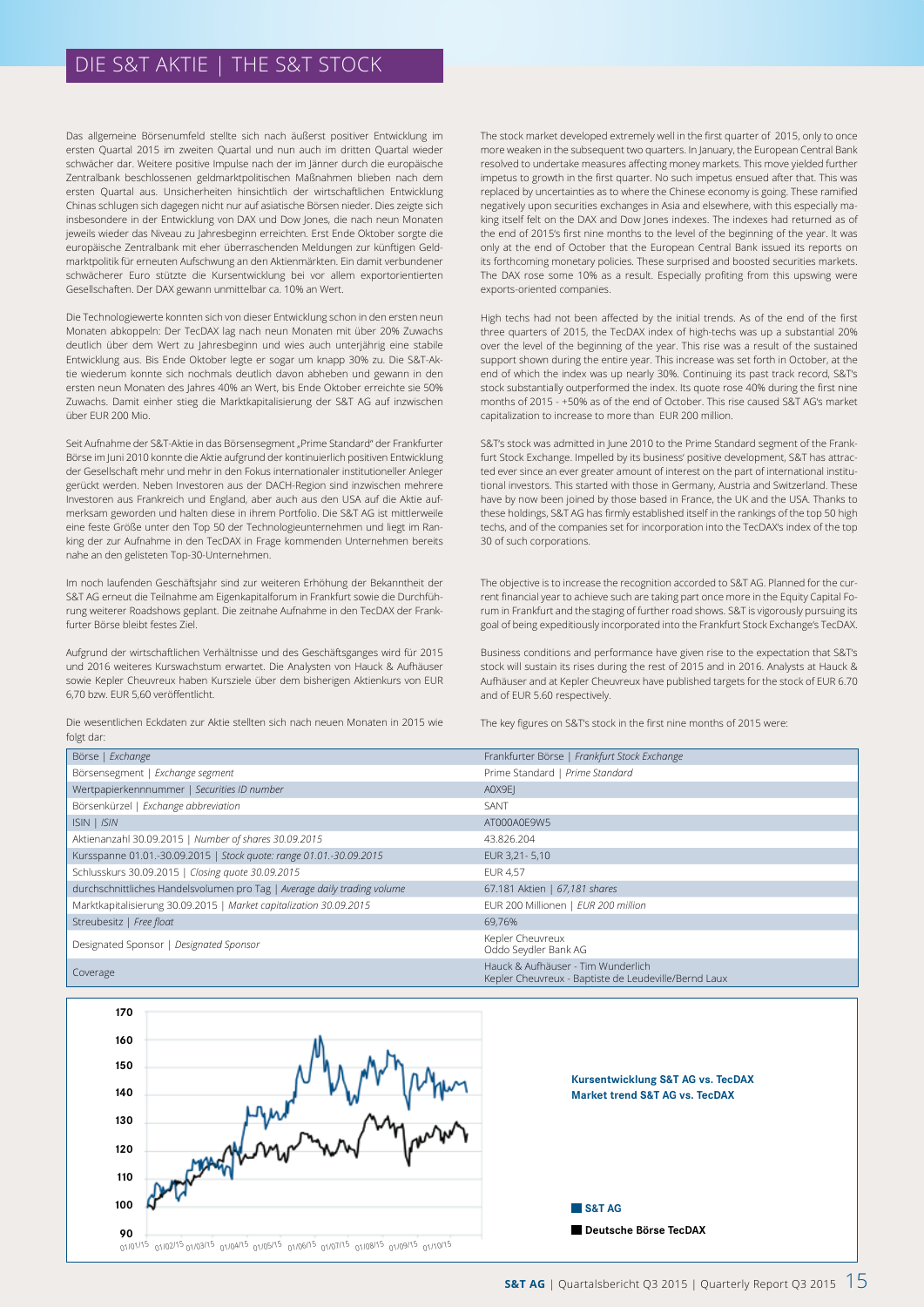# DIE S&T AKTIE | THE S&T STOCK

Das allgemeine Börsenumfeld stellte sich nach äußerst positiver Entwicklung im ersten Quartal 2015 im zweiten Quartal und nun auch im dritten Quartal wieder schwächer dar. Weitere positive Impulse nach der im Jänner durch die europäische Zentralbank beschlossenen geldmarktpolitischen Maßnahmen blieben nach dem ersten Quartal aus. Unsicherheiten hinsichtlich der wirtschaftlichen Entwicklung Chinas schlugen sich dagegen nicht nur auf asiatische Börsen nieder. Dies zeigte sich insbesondere in der Entwicklung von DAX und Dow Jones, die nach neun Monaten jeweils wieder das Niveau zu Jahresbeginn erreichten. Erst Ende Oktober sorgte die europäische Zentralbank mit eher überraschenden Meldungen zur künftigen Geldmarktpolitik für erneuten Aufschwung an den Aktienmärkten. Ein damit verbundener schwächerer Euro stützte die Kursentwicklung bei vor allem exportorientierten Gesellschaften. Der DAX gewann unmittelbar ca. 10% an Wert.

Die Technologiewerte konnten sich von dieser Entwicklung schon in den ersten neun Monaten abkoppeln: Der TecDAX lag nach neun Monaten mit über 20% Zuwachs deutlich über dem Wert zu Jahresbeginn und wies auch unterjährig eine stabile Entwicklung aus. Bis Ende Oktober legte er sogar um knapp 30% zu. Die S&T-Aktie wiederum konnte sich nochmals deutlich davon abheben und gewann in den ersten neun Monaten des Jahres 40% an Wert, bis Ende Oktober erreichte sie 50% Zuwachs. Damit einher stieg die Marktkapitalisierung der S&T AG auf inzwischen über EUR 200 Mio.

Seit Aufnahme der S&T-Aktie in das Börsensegment „Prime Standard" der Frankfurter Börse im Juni 2010 konnte die Aktie aufgrund der kontinuierlich positiven Entwicklung der Gesellschaft mehr und mehr in den Fokus internationaler institutioneller Anleger gerückt werden. Neben Investoren aus der DACH-Region sind inzwischen mehrere Investoren aus Frankreich und England, aber auch aus den USA auf die Aktie aufmerksam geworden und halten diese in ihrem Portfolio. Die S&T AG ist mittlerweile eine feste Größe unter den Top 50 der Technologieunternehmen und liegt im Ranking der zur Aufnahme in den TecDAX in Frage kommenden Unternehmen bereits nahe an den gelisteten Top-30-Unternehmen.

Im noch laufenden Geschäftsjahr sind zur weiteren Erhöhung der Bekanntheit der S&T AG erneut die Teilnahme am Eigenkapitalforum in Frankfurt sowie die Durchführung weiterer Roadshows geplant. Die zeitnahe Aufnahme in den TecDAX der Frankfurter Börse bleibt festes Ziel.

Aufgrund der wirtschaftlichen Verhältnisse und des Geschäftsganges wird für 2015 und 2016 weiteres Kurswachstum erwartet. Die Analysten von Hauck & Aufhäuser sowie Kepler Cheuvreux haben Kursziele über dem bisherigen Aktienkurs von EUR 6,70 bzw. EUR 5,60 veröffentlicht.

Die wesentlichen Eckdaten zur Aktie stellten sich nach neuen Monaten in 2015 wie folgt dar:

The stock market developed extremely well in the first quarter of 2015, only to once more weaken in the subsequent two quarters. In January, the European Central Bank resolved to undertake measures affecting money markets. This move yielded further impetus to growth in the first quarter. No such impetus ensued after that. This was replaced by uncertainties as to where the Chinese economy is going. These ramified negatively upon securities exchanges in Asia and elsewhere, with this especially making itself felt on the DAX and Dow Jones indexes. The indexes had returned as of the end of 2015's first nine months to the level of the beginning of the year. It was only at the end of October that the European Central Bank issued its reports on its forthcoming monetary policies. These surprised and boosted securities markets. The DAX rose some 10% as a result. Especially profiting from this upswing were exports-oriented companies.

High techs had not been affected by the initial trends. As of the end of the first three quarters of 2015, the TecDAX index of high-techs was up a substantial 20% over the level of the beginning of the year. This rise was a result of the sustained support shown during the entire year. This increase was set forth in October, at the end of which the index was up nearly 30%. Continuing its past track record, S&T's stock substantially outperformed the index. Its quote rose 40% during the first nine months of 2015 - +50% as of the end of October. This rise caused S&T AG's market capitalization to increase to more than EUR 200 million.

S&T's stock was admitted in June 2010 to the Prime Standard segment of the Frankfurt Stock Exchange. Impelled by its business' positive development, S&T has attracted ever since an ever greater amount of interest on the part of international institutional investors. This started with those in Germany, Austria and Switzerland. These have by now been joined by those based in France, the UK and the USA. Thanks to these holdings, S&T AG has firmly established itself in the rankings of the top 50 high techs, and of the companies set for incorporation into the TecDAX's index of the top 30 of such corporations.

The objective is to increase the recognition accorded to S&T AG. Planned for the current financial year to achieve such are taking part once more in the Equity Capital Forum in Frankfurt and the staging of further road shows. S&T is vigorously pursuing its goal of being expeditiously incorporated into the Frankfurt Stock Exchange's TecDAX.

Business conditions and performance have given rise to the expectation that S&T's stock will sustain its rises during the rest of 2015 and in 2016. Analysts at Hauck & Aufhäuser and at Kepler Cheuvreux have published targets for the stock of EUR 6.70 and of EUR 5.60 respectively.

The key figures on S&T's stock in the first nine months of 2015 were:

| | |
|---|---|
| Börse \| *Exchange* | Frankfurter Börse \| *Frankfurt Stock Exchange* |
| Börsensegment \| *Exchange segment* | Prime Standard \| *Prime Standard* |
| Wertpapierkennnummer \| *Securities ID number* | A0X9EJ |
| Börsenkürzel \| *Exchange abbreviation* | SANT |
| ISIN \| *ISIN* | AT000A0E9W5 |
| Aktienanzahl 30.09.2015 \| *Number of shares 30.09.2015* | 43.826.204 |
| Kursspanne 01.01.-30.09.2015 \| *Stock quote: range 01.01.-30.09.2015* | EUR 3,21 - 5,10 |
| Schlusskurs 30.09.2015 \| *Closing quote 30.09.2015* | EUR 4,57 |
| durchschnittliches Handelsvolumen pro Tag \| *Average daily trading volume* | 67.181 Aktien \| *67,181 shares* |
| Marktkapitalisierung 30.09.2015 \| *Market capitalization 30.09.2015* | EUR 200 Millionen \| *EUR 200 million* |
| Streubesitz \| *Free float* | 69,76% |
| Designated Sponsor \| *Designated Sponsor* | Kepler Cheuvreux<br>Oddo Seydler Bank AG |
| Coverage | Hauck & Aufhäuser - Tim Wunderlich<br>Kepler Cheuvreux - Baptiste de Leudeville/Bernd Laux |

**Kursentwicklung S&T AG vs. TecDAX**
**Market trend S&T AG vs. TecDAX**

**S&T AG**
**Deutsche Börse TecDAX**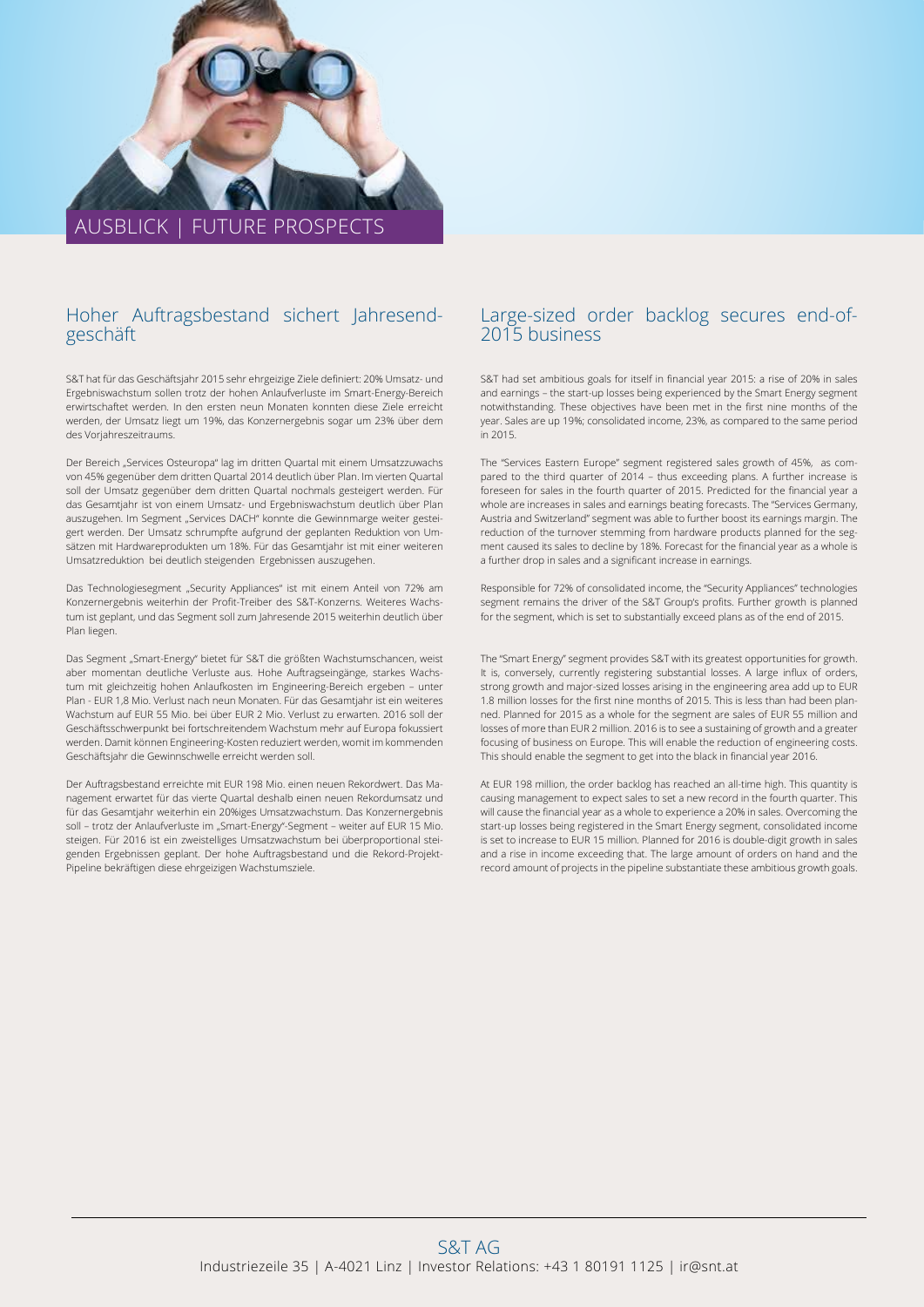# AUSBLICK | FUTURE PROSPECTS

## Hoher Auftragsbestand sichert Jahresendgeschäft

S&T hat für das Geschäftsjahr 2015 sehr ehrgeizige Ziele definiert: 20% Umsatz- und Ergebniswachstum sollen trotz der hohen Anlaufverluste im Smart-Energy-Bereich erwirtschaftet werden. In den ersten neun Monaten konnten diese Ziele erreicht werden, der Umsatz liegt um 19%, das Konzernergebnis sogar um 23% über dem des Vorjahreszeitraums.

Der Bereich „Services Osteuropa" lag im dritten Quartal mit einem Umsatzzuwachs von 45% gegenüber dem dritten Quartal 2014 deutlich über Plan. Im vierten Quartal soll der Umsatz gegenüber dem dritten Quartal nochmals gesteigert werden. Für das Gesamtjahr ist von einem Umsatz- und Ergebniswachstum deutlich über Plan auszugehen. Im Segment „Services DACH" konnte die Gewinnmarge weiter gesteigert werden. Der Umsatz schrumpfte aufgrund der geplanten Reduktion von Umsätzen mit Hardwareprodukten um 18%. Für das Gesamtjahr ist mit einer weiteren Umsatzreduktion bei deutlich steigenden Ergebnissen auszugehen.

Das Technologiesegment „Security Appliances" ist mit einem Anteil von 72% am Konzernergebnis weiterhin der Profit-Treiber des S&T-Konzerns. Weiteres Wachstum ist geplant, und das Segment soll zum Jahresende 2015 weiterhin deutlich über Plan liegen.

Das Segment „Smart-Energy" bietet für S&T die größten Wachstumschancen, weist aber momentan deutliche Verluste aus. Hohe Auftragseingänge, starkes Wachstum mit gleichzeitig hohen Anlaufkosten im Engineering-Bereich ergeben – unter Plan - EUR 1,8 Mio. Verlust nach neun Monaten. Für das Gesamtjahr ist ein weiteres Wachstum auf EUR 55 Mio. bei über EUR 2 Mio. Verlust zu erwarten. 2016 soll der Geschäftsschwerpunkt bei fortschreitendem Wachstum mehr auf Europa fokussiert werden. Damit können Engineering-Kosten reduziert werden, womit im kommenden Geschäftsjahr die Gewinnschwelle erreicht werden soll.

Der Auftragsbestand erreichte mit EUR 198 Mio. einen neuen Rekordwert. Das Management erwartet für das vierte Quartal deshalb einen neuen Rekordumsatz und für das Gesamtjahr weiterhin ein 20%iges Umsatzwachstum. Das Konzernergebnis soll – trotz der Anlaufverluste im „Smart-Energy"-Segment – weiter auf EUR 15 Mio. steigen. Für 2016 ist ein zweistelliges Umsatzwachstum bei überproportional steigenden Ergebnissen geplant. Der hohe Auftragsbestand und die Rekord-Projekt-Pipeline bekräftigen diese ehrgeizigen Wachstumsziele.

## Large-sized order backlog secures end-of-2015 business

S&T had set ambitious goals for itself in financial year 2015: a rise of 20% in sales and earnings – the start-up losses being experienced by the Smart Energy segment notwithstanding. These objectives have been met in the first nine months of the year. Sales are up 19%; consolidated income, 23%, as compared to the same period in 2015.

The "Services Eastern Europe" segment registered sales growth of 45%, as compared to the third quarter of 2014 – thus exceeding plans. A further increase is foreseen for sales in the fourth quarter of 2015. Predicted for the financial year a whole are increases in sales and earnings beating forecasts. The "Services Germany, Austria and Switzerland" segment was able to further boost its earnings margin. The reduction of the turnover stemming from hardware products planned for the segment caused its sales to decline by 18%. Forecast for the financial year as a whole is a further drop in sales and a significant increase in earnings.

Responsible for 72% of consolidated income, the "Security Appliances" technologies segment remains the driver of the S&T Group's profits. Further growth is planned for the segment, which is set to substantially exceed plans as of the end of 2015.

The "Smart Energy" segment provides S&T with its greatest opportunities for growth. It is, conversely, currently registering substantial losses. A large influx of orders, strong growth and major-sized losses arising in the engineering area add up to EUR 1.8 million losses for the first nine months of 2015. This is less than had been planned. Planned for 2015 as a whole for the segment are sales of EUR 55 million and losses of more than EUR 2 million. 2016 is to see a sustaining of growth and a greater focusing of business on Europe. This will enable the reduction of engineering costs. This should enable the segment to get into the black in financial year 2016.

At EUR 198 million, the order backlog has reached an all-time high. This quantity is causing management to expect sales to set a new record in the fourth quarter. This will cause the financial year as a whole to experience a 20% in sales. Overcoming the start-up losses being registered in the Smart Energy segment, consolidated income is set to increase to EUR 15 million. Planned for 2016 is double-digit growth in sales and a rise in income exceeding that. The large amount of orders on hand and the record amount of projects in the pipeline substantiate these ambitious growth goals.

S&T AG
Industriezeile 35 | A-4021 Linz | Investor Relations: +43 1 80191 1125 | ir@snt.at